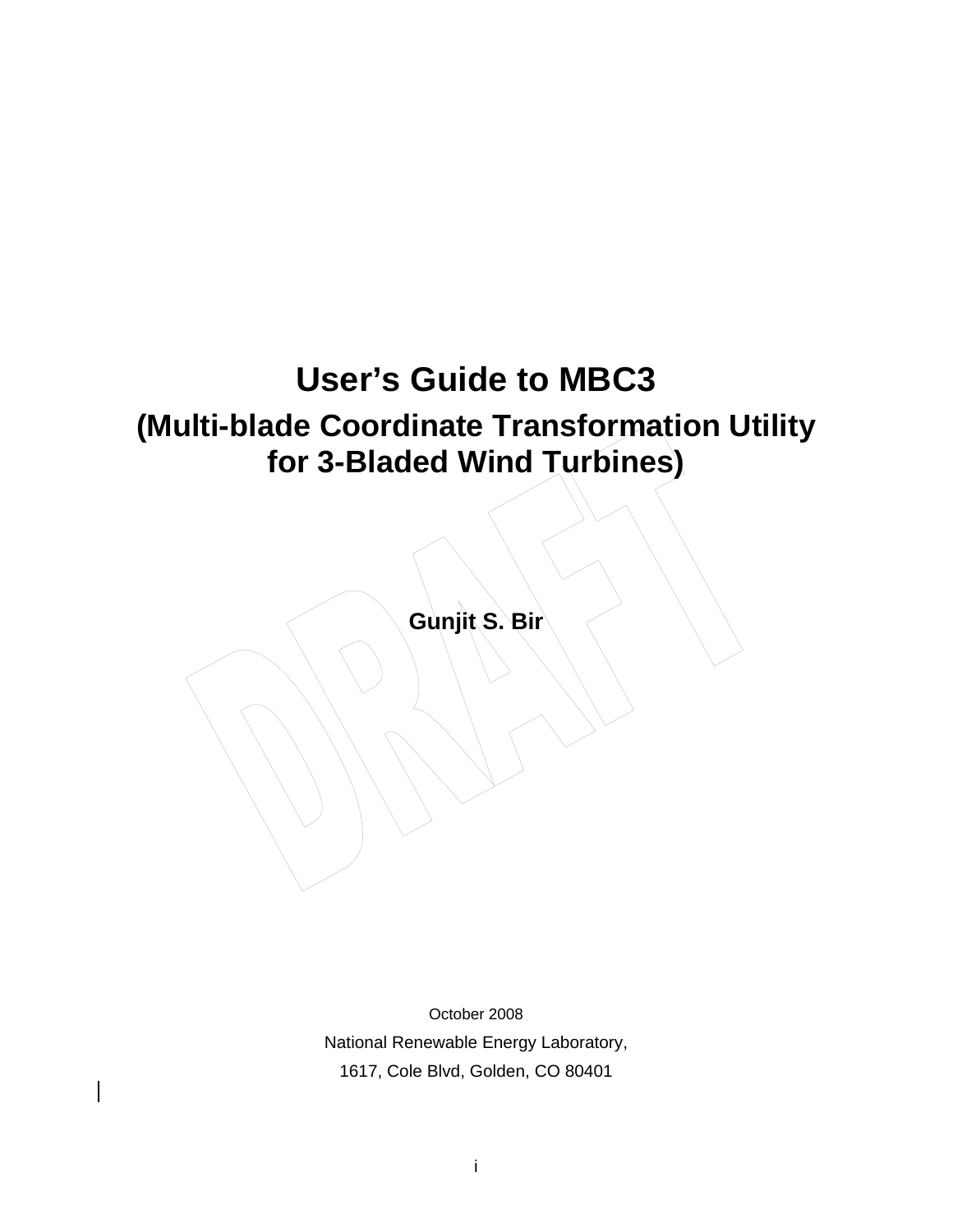# User's Guide to MBC3

## (Multi-blade Coordinate Transformation Utility for 3-Bladed Wind Turbines)

**Gunjit S. Bir**

October 2008

National Renewable Energy Laboratory,

1617, Cole Blvd, Golden, CO 80401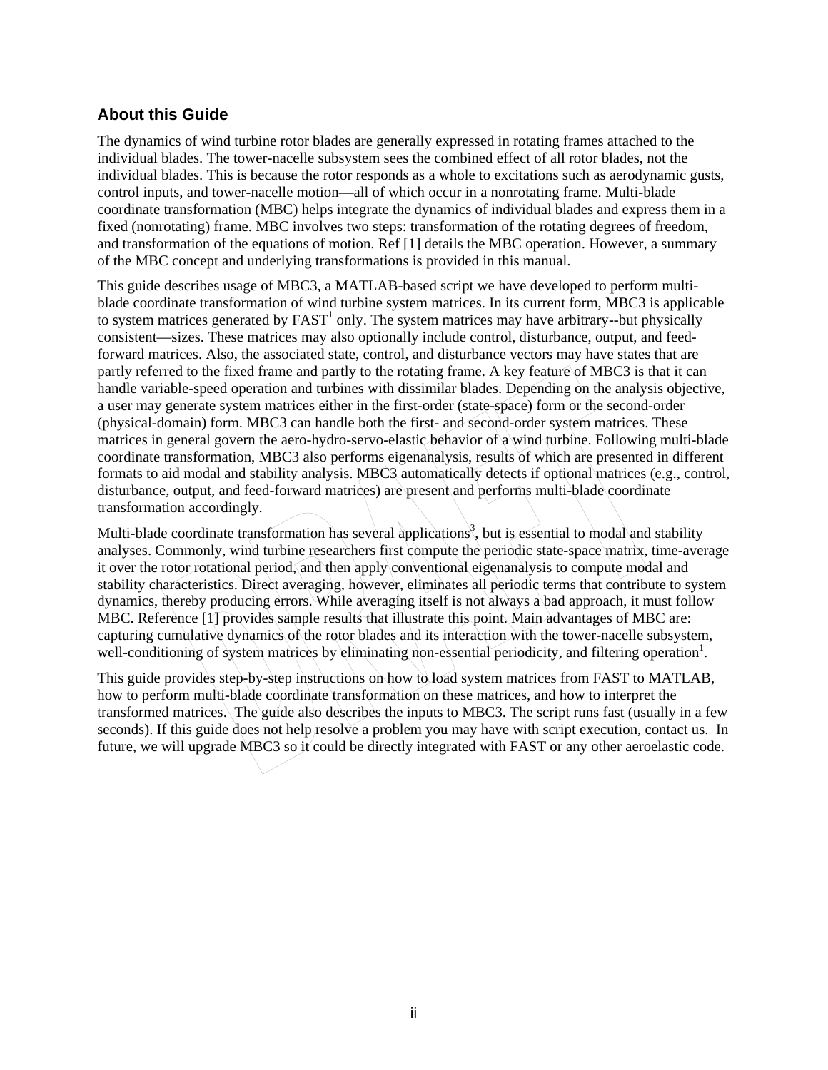## About this Guide

The dynamics of wind turbine rotor blades are generally expressed in rotating frames attached to the individual blades. The tower-nacelle subsystem sees the combined effect of all rotor blades, not the individual blades. This is because the rotor responds as a whole to excitations such as aerodynamic gusts, control inputs, and tower-nacelle motion—all of which occur in a nonrotating frame. Multi-blade coordinate transformation (MBC) helps integrate the dynamics of individual blades and express them in a fixed (nonrotating) frame. MBC involves two steps: transformation of the rotating degrees of freedom, and transformation of the equations of motion. Ref [1] details the MBC operation. However, a summary of the MBC concept and underlying transformations is provided in this manual.

This guide describes usage of MBC3, a MATLAB-based script we have developed to perform multi-blade coordinate transformation of wind turbine system matrices. In its current form, MBC3 is applicable to system matrices generated by FAST[1] only. The system matrices may have arbitrary--but physically consistent—sizes. These matrices may also optionally include control, disturbance, output, and feed-forward matrices. Also, the associated state, control, and disturbance vectors may have states that are partly referred to the fixed frame and partly to the rotating frame. A key feature of MBC3 is that it can handle variable-speed operation and turbines with dissimilar blades. Depending on the analysis objective, a user may generate system matrices either in the first-order (state-space) form or the second-order (physical-domain) form. MBC3 can handle both the first- and second-order system matrices. These matrices in general govern the aero-hydro-servo-elastic behavior of a wind turbine. Following multi-blade coordinate transformation, MBC3 also performs eigenanalysis, results of which are presented in different formats to aid modal and stability analysis. MBC3 automatically detects if optional matrices (e.g., control, disturbance, output, and feed-forward matrices) are present and performs multi-blade coordinate transformation accordingly.

Multi-blade coordinate transformation has several applications[3], but is essential to modal and stability analyses. Commonly, wind turbine researchers first compute the periodic state-space matrix, time-average it over the rotor rotational period, and then apply conventional eigenanalysis to compute modal and stability characteristics. Direct averaging, however, eliminates all periodic terms that contribute to system dynamics, thereby producing errors. While averaging itself is not always a bad approach, it must follow MBC. Reference [1] provides sample results that illustrate this point. Main advantages of MBC are: capturing cumulative dynamics of the rotor blades and its interaction with the tower-nacelle subsystem, well-conditioning of system matrices by eliminating non-essential periodicity, and filtering operation[1].

This guide provides step-by-step instructions on how to load system matrices from FAST to MATLAB, how to perform multi-blade coordinate transformation on these matrices, and how to interpret the transformed matrices. The guide also describes the inputs to MBC3. The script runs fast (usually in a few seconds). If this guide does not help resolve a problem you may have with script execution, contact us. In future, we will upgrade MBC3 so it could be directly integrated with FAST or any other aeroelastic code.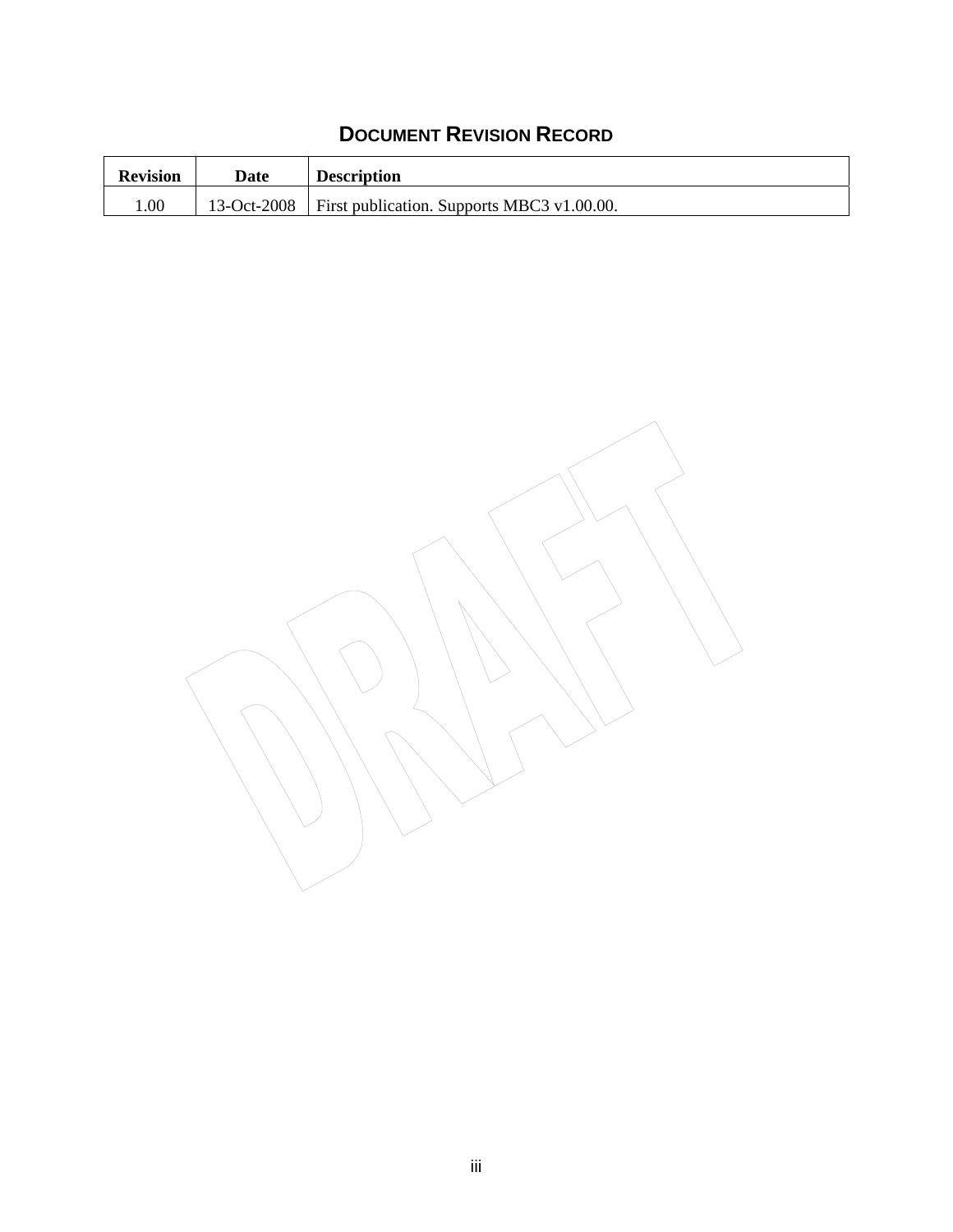# Document Revision Record

| Revision | Date | Description |
| --- | --- | --- |
| 1.00 | 13-Oct-2008 | First publication. Supports MBC3 v1.00.00. |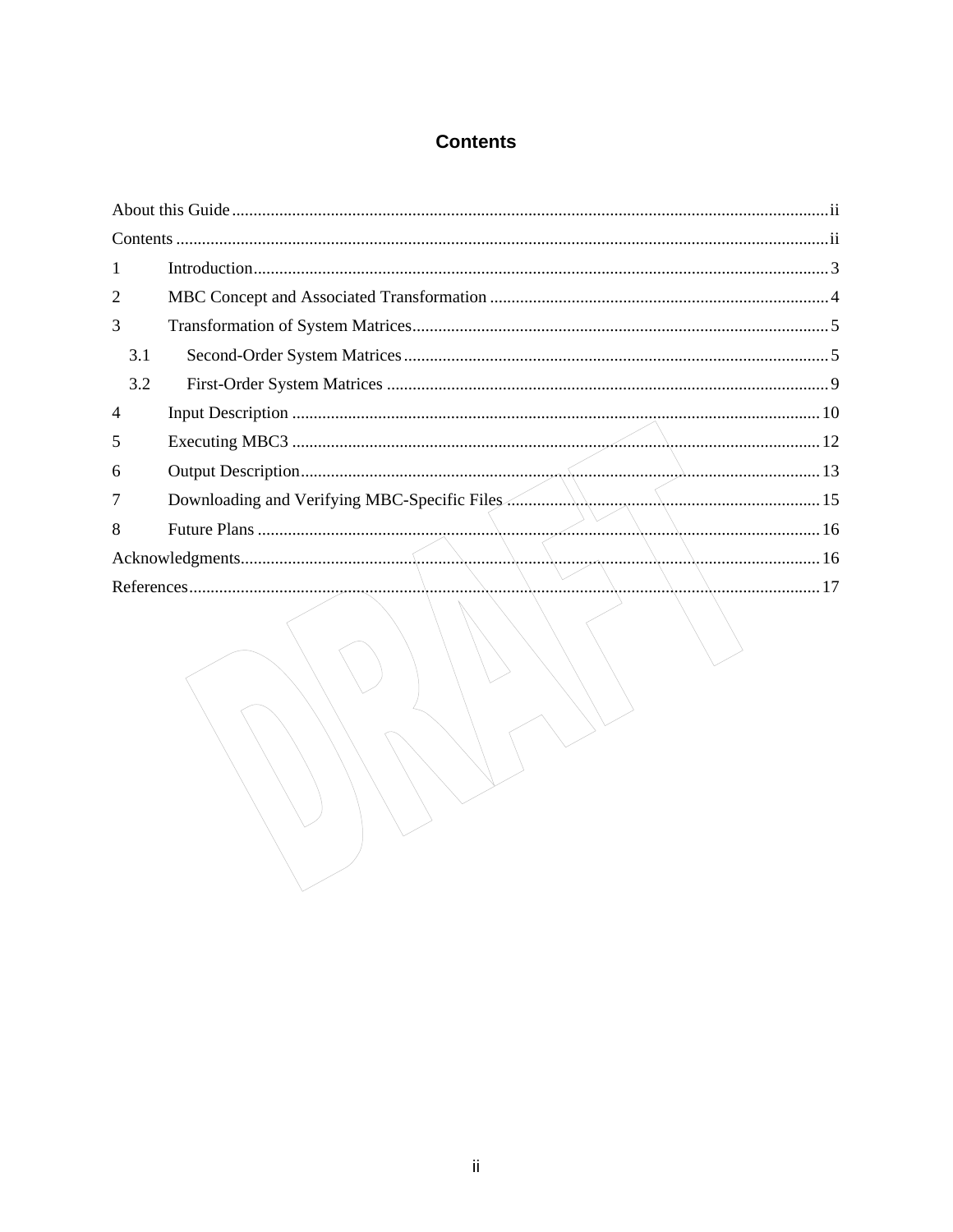# Contents

About this Guide ........................................................................................................................................ ii

Contents ..................................................................................................................................................... ii

1 Introduction ............................................................................................................................................. 3

2 MBC Concept and Associated Transformation ........................................................................................ 4

3 Transformation of System Matrices .......................................................................................................... 5

3.1 Second-Order System Matrices ............................................................................................................ 5

3.2 First-Order System Matrices ................................................................................................................. 9

4 Input Description ................................................................................................................................... 10

5 Executing MBC3 .................................................................................................................................... 12

6 Output Description ................................................................................................................................. 13

7 Downloading and Verifying MBC-Specific Files ..................................................................................... 15

8 Future Plans ........................................................................................................................................... 16

Acknowledgments ....................................................................................................................................... 16

References .................................................................................................................................................. 17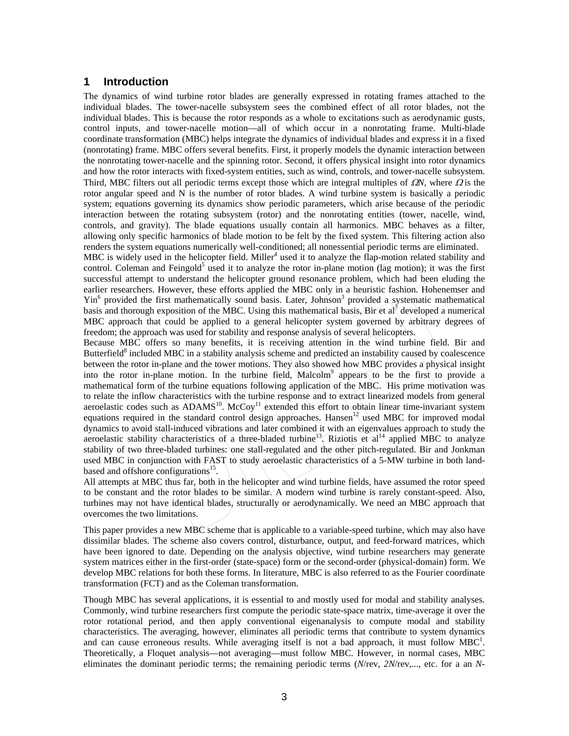## 1 Introduction

The dynamics of wind turbine rotor blades are generally expressed in rotating frames attached to the individual blades. The tower-nacelle subsystem sees the combined effect of all rotor blades, not the individual blades. This is because the rotor responds as a whole to excitations such as aerodynamic gusts, control inputs, and tower-nacelle motion—all of which occur in a nonrotating frame. Multi-blade coordinate transformation (MBC) helps integrate the dynamics of individual blades and express it in a fixed (nonrotating) frame. MBC offers several benefits. First, it properly models the dynamic interaction between the nonrotating tower-nacelle and the spinning rotor. Second, it offers physical insight into rotor dynamics and how the rotor interacts with fixed-system entities, such as wind, controls, and tower-nacelle subsystem. Third, MBC filters out all periodic terms except those which are integral multiples of $\Omega N$, where $\Omega$ is the rotor angular speed and N is the number of rotor blades. A wind turbine system is basically a periodic system; equations governing its dynamics show periodic parameters, which arise because of the periodic interaction between the rotating subsystem (rotor) and the nonrotating entities (tower, nacelle, wind, controls, and gravity). The blade equations usually contain all harmonics. MBC behaves as a filter, allowing only specific harmonics of blade motion to be felt by the fixed system. This filtering action also renders the system equations numerically well-conditioned; all nonessential periodic terms are eliminated.

MBC is widely used in the helicopter field. Miller[4] used it to analyze the flap-motion related stability and control. Coleman and Feingold[5] used it to analyze the rotor in-plane motion (lag motion); it was the first successful attempt to understand the helicopter ground resonance problem, which had been eluding the earlier researchers. However, these efforts applied the MBC only in a heuristic fashion. Hohenemser and Yin[6] provided the first mathematically sound basis. Later, Johnson[3] provided a systematic mathematical basis and thorough exposition of the MBC. Using this mathematical basis, Bir et al[7] developed a numerical MBC approach that could be applied to a general helicopter system governed by arbitrary degrees of freedom; the approach was used for stability and response analysis of several helicopters.

Because MBC offers so many benefits, it is receiving attention in the wind turbine field. Bir and Butterfield[8] included MBC in a stability analysis scheme and predicted an instability caused by coalescence between the rotor in-plane and the tower motions. They also showed how MBC provides a physical insight into the rotor in-plane motion. In the turbine field, Malcolm[9] appears to be the first to provide a mathematical form of the turbine equations following application of the MBC. His prime motivation was to relate the inflow characteristics with the turbine response and to extract linearized models from general aeroelastic codes such as ADAMS[10]. McCoy[11] extended this effort to obtain linear time-invariant system equations required in the standard control design approaches. Hansen[12] used MBC for improved modal dynamics to avoid stall-induced vibrations and later combined it with an eigenvalues approach to study the aeroelastic stability characteristics of a three-bladed turbine[13]. Riziotis et al[14] applied MBC to analyze stability of two three-bladed turbines: one stall-regulated and the other pitch-regulated. Bir and Jonkman used MBC in conjunction with FAST to study aeroelastic characteristics of a 5-MW turbine in both land-based and offshore configurations[15].

All attempts at MBC thus far, both in the helicopter and wind turbine fields, have assumed the rotor speed to be constant and the rotor blades to be similar. A modern wind turbine is rarely constant-speed. Also, turbines may not have identical blades, structurally or aerodynamically. We need an MBC approach that overcomes the two limitations.

This paper provides a new MBC scheme that is applicable to a variable-speed turbine, which may also have dissimilar blades. The scheme also covers control, disturbance, output, and feed-forward matrices, which have been ignored to date. Depending on the analysis objective, wind turbine researchers may generate system matrices either in the first-order (state-space) form or the second-order (physical-domain) form. We develop MBC relations for both these forms. In literature, MBC is also referred to as the Fourier coordinate transformation (FCT) and as the Coleman transformation.

Though MBC has several applications, it is essential to and mostly used for modal and stability analyses. Commonly, wind turbine researchers first compute the periodic state-space matrix, time-average it over the rotor rotational period, and then apply conventional eigenanalysis to compute modal and stability characteristics. The averaging, however, eliminates all periodic terms that contribute to system dynamics and can cause erroneous results. While averaging itself is not a bad approach, it must follow MBC[1]. Theoretically, a Floquet analysis—not averaging—must follow MBC. However, in normal cases, MBC eliminates the dominant periodic terms; the remaining periodic terms (*N*/rev, *2N*/rev,..., etc. for a an *N*-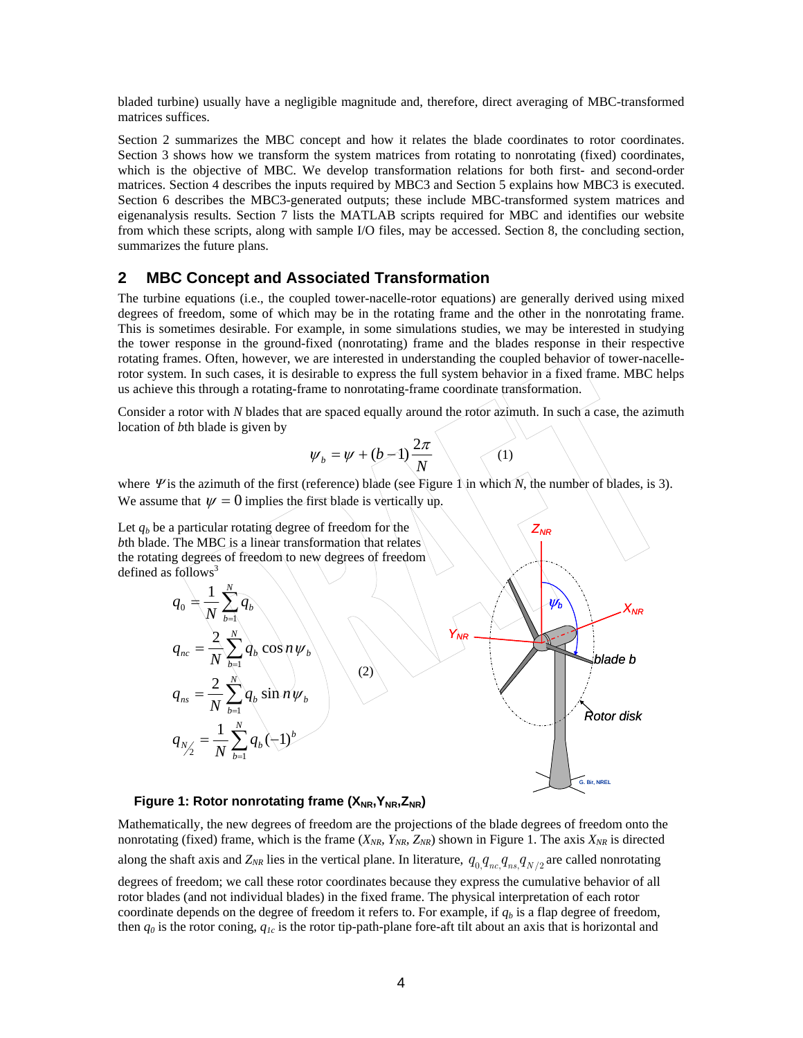bladed turbine) usually have a negligible magnitude and, therefore, direct averaging of MBC-transformed matrices suffices.

Section 2 summarizes the MBC concept and how it relates the blade coordinates to rotor coordinates. Section 3 shows how we transform the system matrices from rotating to nonrotating (fixed) coordinates, which is the objective of MBC. We develop transformation relations for both first- and second-order matrices. Section 4 describes the inputs required by MBC3 and Section 5 explains how MBC3 is executed. Section 6 describes the MBC3-generated outputs; these include MBC-transformed system matrices and eigenanalysis results. Section 7 lists the MATLAB scripts required for MBC and identifies our website from which these scripts, along with sample I/O files, may be accessed. Section 8, the concluding section, summarizes the future plans.

## 2 MBC Concept and Associated Transformation

The turbine equations (i.e., the coupled tower-nacelle-rotor equations) are generally derived using mixed degrees of freedom, some of which may be in the rotating frame and the other in the nonrotating frame. This is sometimes desirable. For example, in some simulations studies, we may be interested in studying the tower response in the ground-fixed (nonrotating) frame and the blades response in their respective rotating frames. Often, however, we are interested in understanding the coupled behavior of tower-nacelle-rotor system. In such cases, it is desirable to express the full system behavior in a fixed frame. MBC helps us achieve this through a rotating-frame to nonrotating-frame coordinate transformation.

Consider a rotor with $N$ blades that are spaced equally around the rotor azimuth. In such a case, the azimuth location of $b$th blade is given by

$$\psi_b = \psi + (b-1)\frac{2\pi}{N} \qquad (1)$$

where $\Psi$ is the azimuth of the first (reference) blade (see Figure 1 in which $N$, the number of blades, is 3). We assume that $\psi = 0$ implies the first blade is vertically up.

Let $q_b$ be a particular rotating degree of freedom for the $b$th blade. The MBC is a linear transformation that relates the rotating degrees of freedom to new degrees of freedom defined as follows[3]

$$
\begin{aligned}
q_0 &= \frac{1}{N}\sum_{b=1}^{N} q_b \\
q_{nc} &= \frac{2}{N}\sum_{b=1}^{N} q_b \cos n\psi_b \\
q_{ns} &= \frac{2}{N}\sum_{b=1}^{N} q_b \sin n\psi_b \\
q_{N/2} &= \frac{1}{N}\sum_{b=1}^{N} q_b (-1)^b
\end{aligned}
\qquad (2)
$$

**Figure 1: Rotor nonrotating frame ($X_{NR}$,$Y_{NR}$,$Z_{NR}$)**

Mathematically, the new degrees of freedom are the projections of the blade degrees of freedom onto the nonrotating (fixed) frame, which is the frame ($X_{NR}$, $Y_{NR}$, $Z_{NR}$) shown in Figure 1. The axis $X_{NR}$ is directed along the shaft axis and $Z_{NR}$ lies in the vertical plane. In literature, $q_0, q_{nc}, q_{ns}, q_{N/2}$ are called nonrotating degrees of freedom; we call these rotor coordinates because they express the cumulative behavior of all rotor blades (and not individual blades) in the fixed frame. The physical interpretation of each rotor coordinate depends on the degree of freedom it refers to. For example, if $q_b$ is a flap degree of freedom, then $q_0$ is the rotor coning, $q_{1c}$ is the rotor tip-path-plane fore-aft tilt about an axis that is horizontal and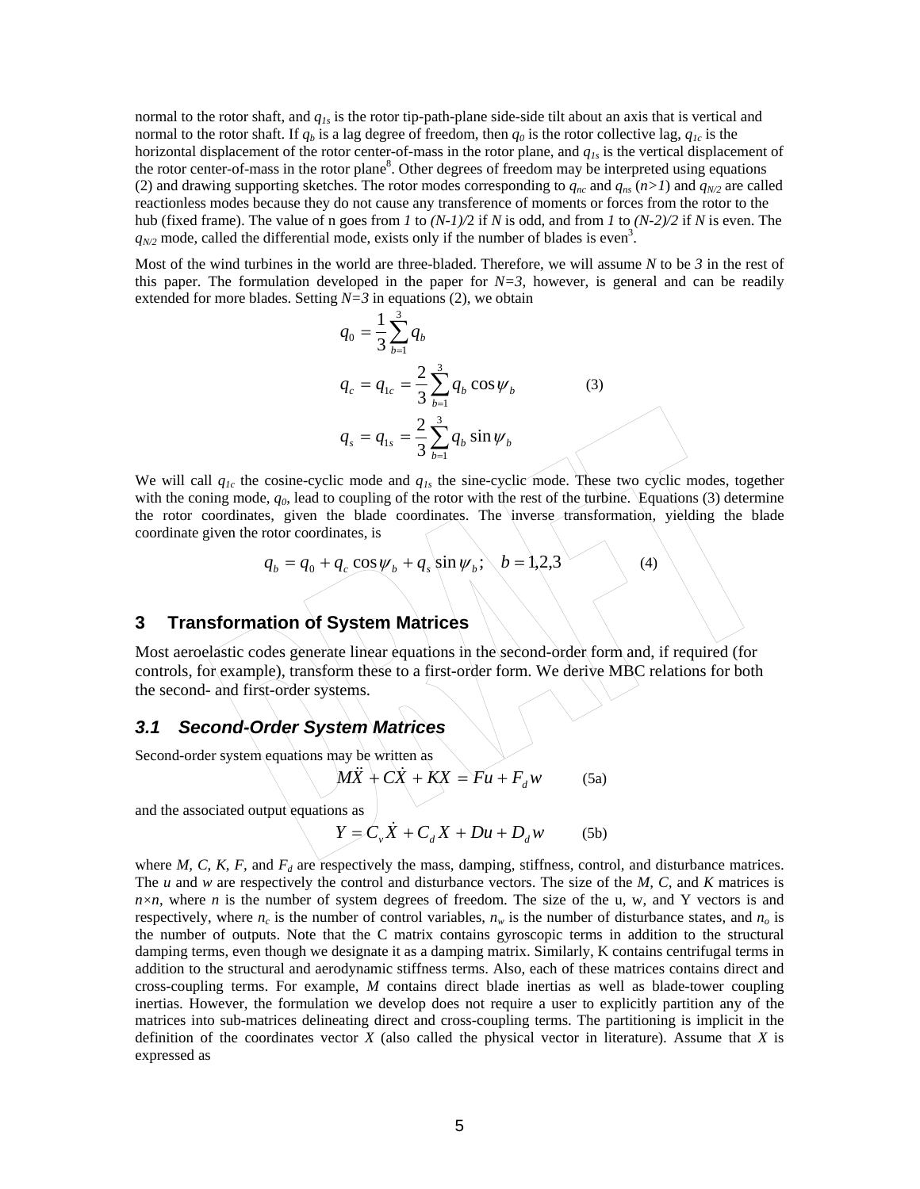normal to the rotor shaft, and $q_{1s}$ is the rotor tip-path-plane side-side tilt about an axis that is vertical and normal to the rotor shaft. If $q_b$ is a lag degree of freedom, then $q_0$ is the rotor collective lag, $q_{1c}$ is the horizontal displacement of the rotor center-of-mass in the rotor plane, and $q_{1s}$ is the vertical displacement of the rotor center-of-mass in the rotor plane[8]. Other degrees of freedom may be interpreted using equations (2) and drawing supporting sketches. The rotor modes corresponding to $q_{nc}$ and $q_{ns}$ ($n>1$) and $q_{N/2}$ are called reactionless modes because they do not cause any transference of moments or forces from the rotor to the hub (fixed frame). The value of n goes from $1$ to $(N-1)/2$ if $N$ is odd, and from $1$ to $(N-2)/2$ if $N$ is even. The $q_{N/2}$ mode, called the differential mode, exists only if the number of blades is even[3].

Most of the wind turbines in the world are three-bladed. Therefore, we will assume $N$ to be $3$ in the rest of this paper. The formulation developed in the paper for $N=3$, however, is general and can be readily extended for more blades. Setting $N=3$ in equations (2), we obtain

$$
\begin{aligned}
q_0 &= \frac{1}{3}\sum_{b=1}^{3} q_b \\
q_c = q_{1c} &= \frac{2}{3}\sum_{b=1}^{3} q_b \cos\psi_b \\
q_s = q_{1s} &= \frac{2}{3}\sum_{b=1}^{3} q_b \sin\psi_b
\end{aligned}
\qquad (3)
$$

We will call $q_{1c}$ the cosine-cyclic mode and $q_{1s}$ the sine-cyclic mode. These two cyclic modes, together with the coning mode, $q_0$, lead to coupling of the rotor with the rest of the turbine. Equations (3) determine the rotor coordinates, given the blade coordinates. The inverse transformation, yielding the blade coordinate given the rotor coordinates, is

$$
q_b = q_0 + q_c \cos\psi_b + q_s \sin\psi_b\,; \quad b = 1,2,3 \qquad (4)
$$

## 3 Transformation of System Matrices

Most aeroelastic codes generate linear equations in the second-order form and, if required (for controls, for example), transform these to a first-order form. We derive MBC relations for both the second- and first-order systems.

### 3.1 Second-Order System Matrices

Second-order system equations may be written as

$$
M\ddot{X} + C\dot{X} + KX = Fu + F_d w \qquad (5a)
$$

and the associated output equations as

$$
Y = C_v \dot{X} + C_d X + Du + D_d w \qquad (5b)
$$

where $M$, $C$, $K$, $F$, and $F_d$ are respectively the mass, damping, stiffness, control, and disturbance matrices. The $u$ and $w$ are respectively the control and disturbance vectors. The size of the $M$, $C$, and $K$ matrices is $n\times n$, where $n$ is the number of system degrees of freedom. The size of the u, w, and Y vectors is and respectively, where $n_c$ is the number of control variables, $n_w$ is the number of disturbance states, and $n_o$ is the number of outputs. Note that the C matrix contains gyroscopic terms in addition to the structural damping terms, even though we designate it as a damping matrix. Similarly, K contains centrifugal terms in addition to the structural and aerodynamic stiffness terms. Also, each of these matrices contains direct and cross-coupling terms. For example, $M$ contains direct blade inertias as well as blade-tower coupling inertias. However, the formulation we develop does not require a user to explicitly partition any of the matrices into sub-matrices delineating direct and cross-coupling terms. The partitioning is implicit in the definition of the coordinates vector $X$ (also called the physical vector in literature). Assume that $X$ is expressed as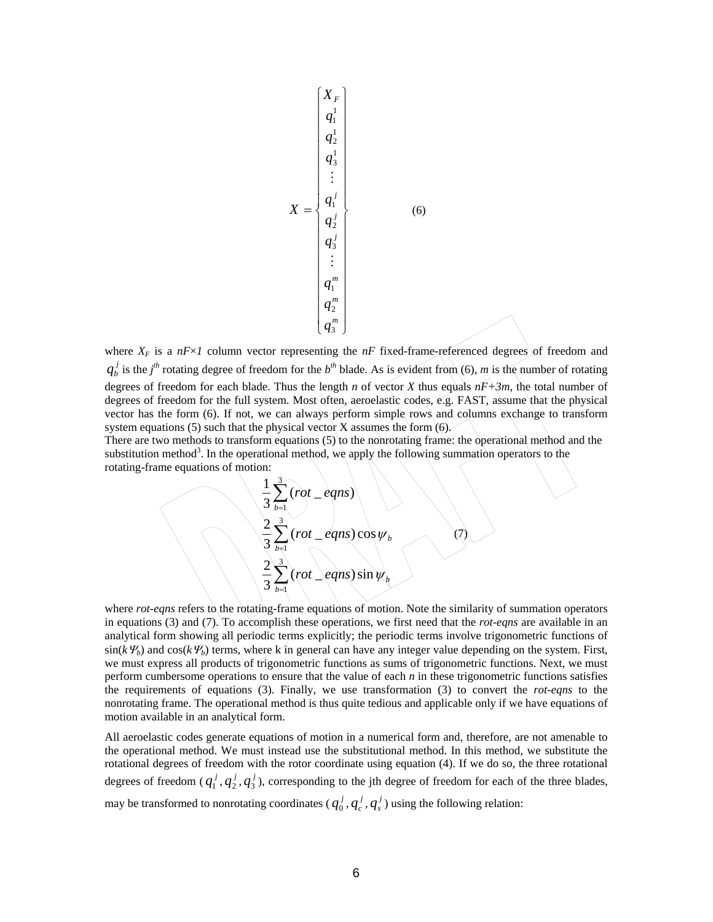$$X = \begin{Bmatrix} X_F \\ q_1^1 \\ q_2^1 \\ q_3^1 \\ \vdots \\ q_1^j \\ q_2^j \\ q_3^j \\ \vdots \\ q_1^m \\ q_2^m \\ q_3^m \end{Bmatrix} \qquad (6)$$

where $X_F$ is a $nF \times 1$ column vector representing the $nF$ fixed-frame-referenced degrees of freedom and $q_b^j$ is the $j^{th}$ rotating degree of freedom for the $b^{th}$ blade. As is evident from (6), $m$ is the number of rotating degrees of freedom for each blade. Thus the length $n$ of vector $X$ thus equals $nF+3m$, the total number of degrees of freedom for the full system. Most often, aeroelastic codes, e.g. FAST, assume that the physical vector has the form (6). If not, we can always perform simple rows and columns exchange to transform system equations (5) such that the physical vector X assumes the form (6).

There are two methods to transform equations (5) to the nonrotating frame: the operational method and the substitution method[3]. In the operational method, we apply the following summation operators to the rotating-frame equations of motion:

$$\begin{aligned} &\frac{1}{3}\sum_{b=1}^{3}(rot\_eqns) \\ &\frac{2}{3}\sum_{b=1}^{3}(rot\_eqns)\cos\psi_b \\ &\frac{2}{3}\sum_{b=1}^{3}(rot\_eqns)\sin\psi_b \end{aligned} \qquad (7)$$

where *rot-eqns* refers to the rotating-frame equations of motion. Note the similarity of summation operators in equations (3) and (7). To accomplish these operations, we first need that the *rot-eqns* are available in an analytical form showing all periodic terms explicitly; the periodic terms involve trigonometric functions of $\sin(k\Psi_b)$ and $\cos(k\Psi_b)$ terms, where k in general can have any integer value depending on the system. First, we must express all products of trigonometric functions as sums of trigonometric functions. Next, we must perform cumbersome operations to ensure that the value of each $n$ in these trigonometric functions satisfies the requirements of equations (3). Finally, we use transformation (3) to convert the *rot-eqns* to the nonrotating frame. The operational method is thus quite tedious and applicable only if we have equations of motion available in an analytical form.

All aeroelastic codes generate equations of motion in a numerical form and, therefore, are not amenable to the operational method. We must instead use the substitutional method. In this method, we substitute the rotational degrees of freedom with the rotor coordinate using equation (4). If we do so, the three rotational degrees of freedom ($q_1^j, q_2^j, q_3^j$), corresponding to the jth degree of freedom for each of the three blades, may be transformed to nonrotating coordinates ($q_0^j, q_c^j, q_s^j$) using the following relation: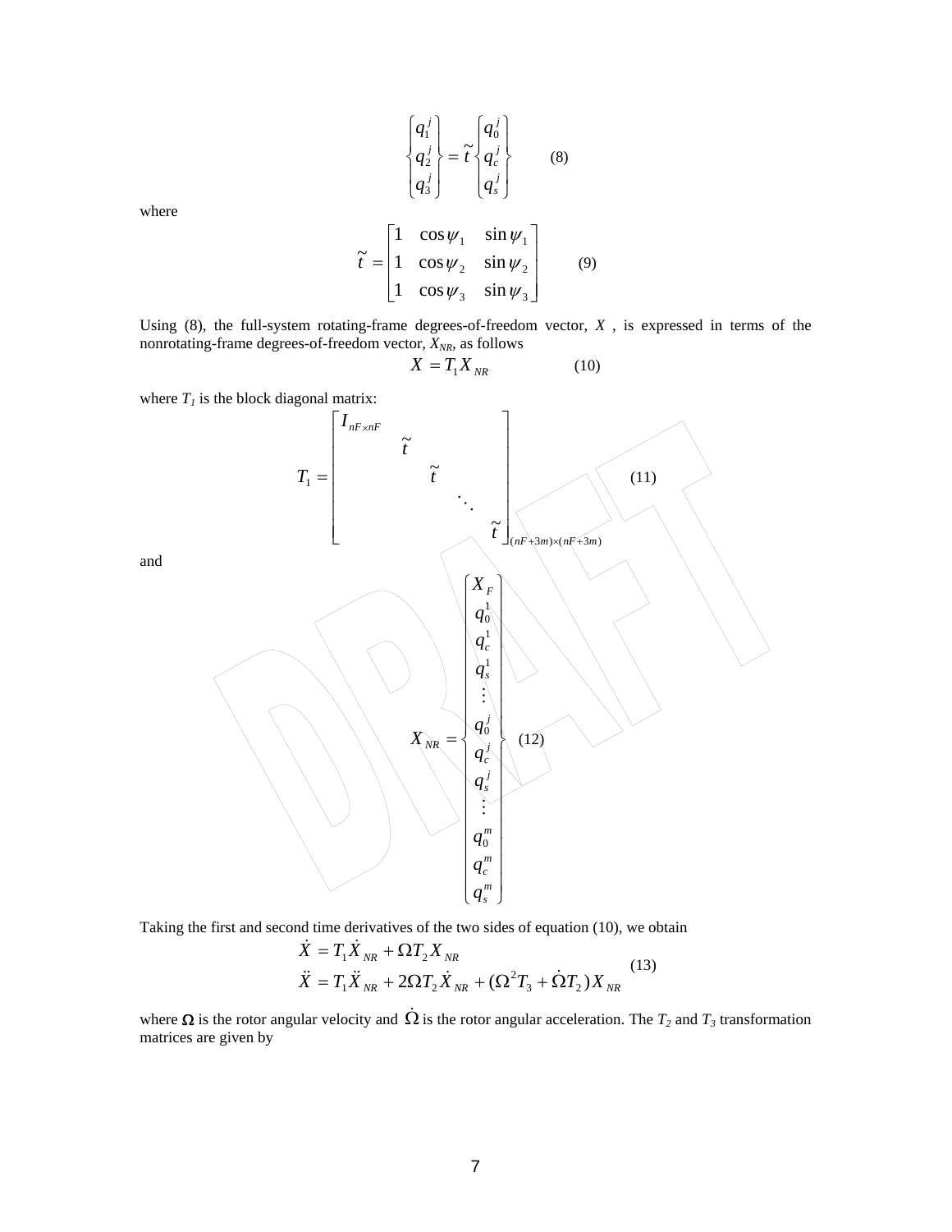$$\begin{Bmatrix} q_1^j \\ q_2^j \\ q_3^j \end{Bmatrix} = \tilde{t} \begin{Bmatrix} q_0^j \\ q_c^j \\ q_s^j \end{Bmatrix} \qquad (8)$$

where

$$\tilde{t} = \begin{bmatrix} 1 & \cos\psi_1 & \sin\psi_1 \\ 1 & \cos\psi_2 & \sin\psi_2 \\ 1 & \cos\psi_3 & \sin\psi_3 \end{bmatrix} \qquad (9)$$

Using (8), the full-system rotating-frame degrees-of-freedom vector, $X$ , is expressed in terms of the nonrotating-frame degrees-of-freedom vector, $X_{NR}$, as follows

$$X = T_1 X_{NR} \qquad (10)$$

where $T_1$ is the block diagonal matrix:

$$T_1 = \begin{bmatrix} I_{nF \times nF} & & & & \\ & \tilde{t} & & & \\ & & \tilde{t} & & \\ & & & \ddots & \\ & & & & \tilde{t} \end{bmatrix}_{(nF+3m)\times(nF+3m)} \qquad (11)$$

and

$$X_{NR} = \begin{Bmatrix} X_F \\ q_0^1 \\ q_c^1 \\ q_s^1 \\ \vdots \\ q_0^j \\ q_c^j \\ q_s^j \\ \vdots \\ q_0^m \\ q_c^m \\ q_s^m \end{Bmatrix} \qquad (12)$$

Taking the first and second time derivatives of the two sides of equation (10), we obtain

$$\begin{aligned} \dot{X} &= T_1 \dot{X}_{NR} + \Omega T_2 X_{NR} \\ \ddot{X} &= T_1 \ddot{X}_{NR} + 2\Omega T_2 \dot{X}_{NR} + (\Omega^2 T_3 + \dot{\Omega} T_2) X_{NR} \end{aligned} \qquad (13)$$

where $\Omega$ is the rotor angular velocity and $\dot{\Omega}$ is the rotor angular acceleration. The $T_2$ and $T_3$ transformation matrices are given by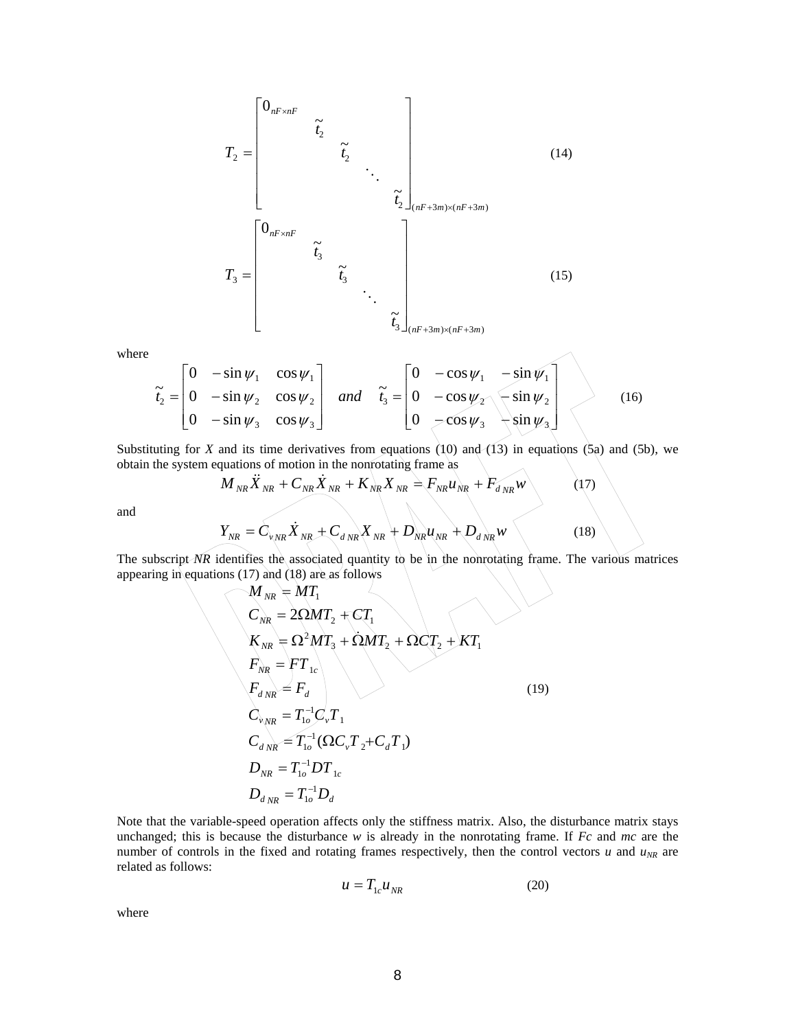$$T_2 = \begin{bmatrix} 0_{nF \times nF} & & & & \\ & \tilde{t}_2 & & & \\ & & \tilde{t}_2 & & \\ & & & \ddots & \\ & & & & \tilde{t}_2 \end{bmatrix}_{(nF+3m)\times(nF+3m)} \tag{14}$$

$$T_3 = \begin{bmatrix} 0_{nF \times nF} & & & & \\ & \tilde{t}_3 & & & \\ & & \tilde{t}_3 & & \\ & & & \ddots & \\ & & & & \tilde{t}_3 \end{bmatrix}_{(nF+3m)\times(nF+3m)} \tag{15}$$

where

$$\tilde{t}_2 = \begin{bmatrix} 0 & -\sin\psi_1 & \cos\psi_1 \\ 0 & -\sin\psi_2 & \cos\psi_2 \\ 0 & -\sin\psi_3 & \cos\psi_3 \end{bmatrix} \quad and \quad \tilde{t}_3 = \begin{bmatrix} 0 & -\cos\psi_1 & -\sin\psi_1 \\ 0 & -\cos\psi_2 & -\sin\psi_2 \\ 0 & -\cos\psi_3 & -\sin\psi_3 \end{bmatrix} \tag{16}$$

Substituting for *X* and its time derivatives from equations (10) and (13) in equations (5a) and (5b), we obtain the system equations of motion in the nonrotating frame as

$$M_{NR}\ddot{X}_{NR} + C_{NR}\dot{X}_{NR} + K_{NR}X_{NR} = F_{NR}u_{NR} + F_{d\,NR}w \tag{17}$$

and

$$Y_{NR} = C_{v\,NR}\dot{X}_{NR} + C_{d\,NR}X_{NR} + D_{NR}u_{NR} + D_{d\,NR}w \tag{18}$$

The subscript *NR* identifies the associated quantity to be in the nonrotating frame. The various matrices appearing in equations (17) and (18) are as follows

$$\begin{aligned}
M_{NR} &= MT_1 \\
C_{NR} &= 2\Omega MT_2 + CT_1 \\
K_{NR} &= \Omega^2 MT_3 + \dot{\Omega}MT_2 + \Omega CT_2 + KT_1 \\
F_{NR} &= FT_{1c} \\
F_{d\,NR} &= F_d \\
C_{v\,NR} &= T_{1o}^{-1}C_vT_1 \\
C_{d\,NR} &= T_{1o}^{-1}(\Omega C_vT_2 + C_dT_1) \\
D_{NR} &= T_{1o}^{-1}DT_{1c} \\
D_{d\,NR} &= T_{1o}^{-1}D_d
\end{aligned} \tag{19}$$

Note that the variable-speed operation affects only the stiffness matrix. Also, the disturbance matrix stays unchanged; this is because the disturbance *w* is already in the nonrotating frame. If *Fc* and *mc* are the number of controls in the fixed and rotating frames respectively, then the control vectors *u* and $u_{NR}$ are related as follows:

$$u = T_{1c}u_{NR} \tag{20}$$

where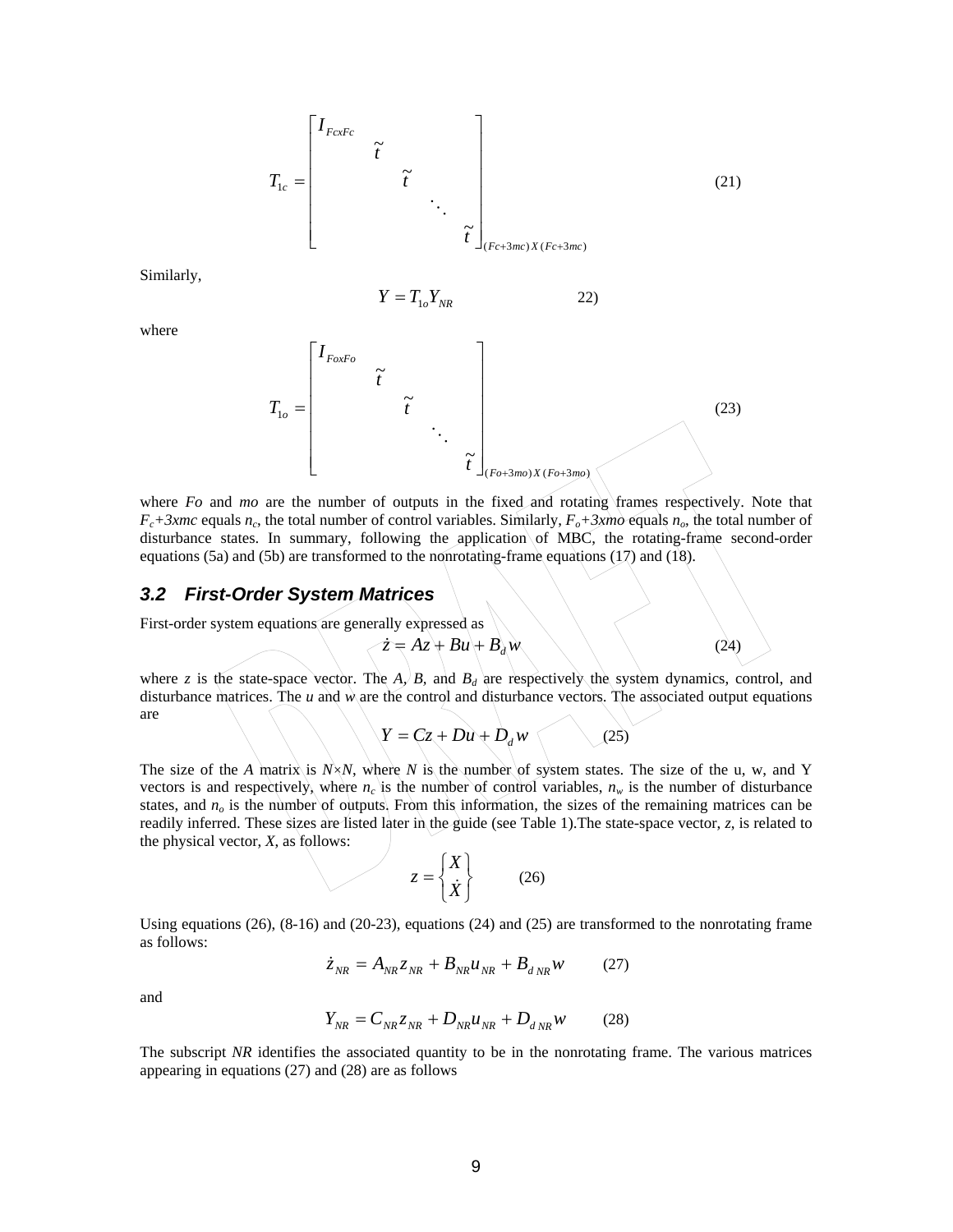$$T_{1c} = \begin{bmatrix} I_{FcxFc} & & & & \\ & \tilde{t} & & & \\ & & \tilde{t} & & \\ & & & \ddots & \\ & & & & \tilde{t} \end{bmatrix}_{(Fc+3mc)X(Fc+3mc)} \tag{21}$$

Similarly,

$$Y = T_{1o} Y_{NR} \qquad 22)$$

where

$$T_{1o} = \begin{bmatrix} I_{FoxFo} & & & & \\ & \tilde{t} & & & \\ & & \tilde{t} & & \\ & & & \ddots & \\ & & & & \tilde{t} \end{bmatrix}_{(Fo+3mo)X(Fo+3mo)} \tag{23}$$

where *Fo* and *mo* are the number of outputs in the fixed and rotating frames respectively. Note that $F_c+3xmc$ equals $n_c$, the total number of control variables. Similarly, $F_o+3xmo$ equals $n_o$, the total number of disturbance states. In summary, following the application of MBC, the rotating-frame second-order equations (5a) and (5b) are transformed to the nonrotating-frame equations (17) and (18).

### 3.2 First-Order System Matrices

First-order system equations are generally expressed as

$$\dot{z} = Az + Bu + B_d w \tag{24}$$

where *z* is the state-space vector. The *A*, *B*, and $B_d$ are respectively the system dynamics, control, and disturbance matrices. The *u* and *w* are the control and disturbance vectors. The associated output equations are

$$Y = Cz + Du + D_d w \tag{25}$$

The size of the *A* matrix is $N \times N$, where *N* is the number of system states. The size of the u, w, and Y vectors is and respectively, where $n_c$ is the number of control variables, $n_w$ is the number of disturbance states, and $n_o$ is the number of outputs. From this information, the sizes of the remaining matrices can be readily inferred. These sizes are listed later in the guide (see Table 1).The state-space vector, *z*, is related to the physical vector, *X*, as follows:

$$z = \begin{Bmatrix} X \\ \dot{X} \end{Bmatrix} \tag{26}$$

Using equations (26), (8-16) and (20-23), equations (24) and (25) are transformed to the nonrotating frame as follows:

$$\dot{z}_{NR} = A_{NR} z_{NR} + B_{NR} u_{NR} + B_{d\,NR} w \tag{27}$$

and

$$Y_{NR} = C_{NR} z_{NR} + D_{NR} u_{NR} + D_{d\,NR} w \tag{28}$$

The subscript *NR* identifies the associated quantity to be in the nonrotating frame. The various matrices appearing in equations (27) and (28) are as follows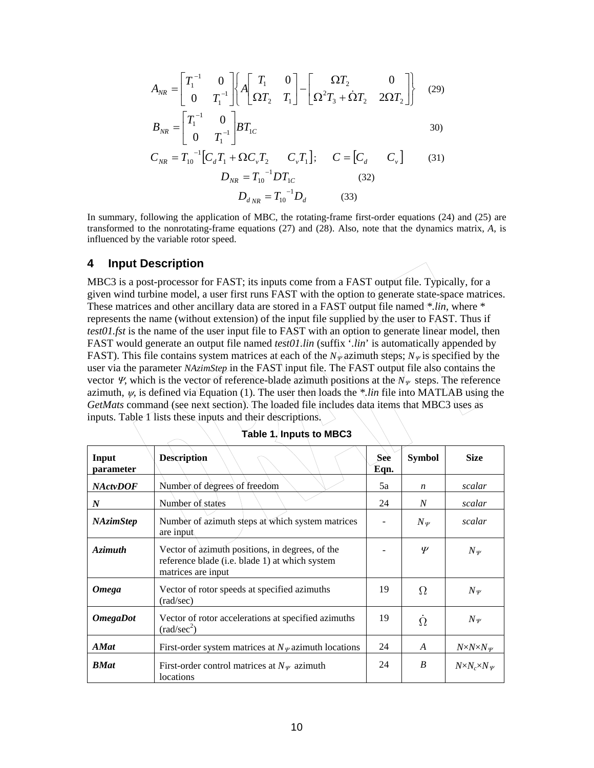$$A_{NR} = \begin{bmatrix} T_1^{-1} & 0 \\ 0 & T_1^{-1} \end{bmatrix} \left\{ A \begin{bmatrix} T_1 & 0 \\ \Omega T_2 & T_1 \end{bmatrix} - \begin{bmatrix} \Omega T_2 & 0 \\ \Omega^2 T_3 + \dot{\Omega} T_2 & 2\Omega T_2 \end{bmatrix} \right\} \quad (29)$$

$$B_{NR} = \begin{bmatrix} T_1^{-1} & 0 \\ 0 & T_1^{-1} \end{bmatrix} B T_{1C} \quad 30)$$

$$C_{NR} = T_{10}^{-1} \begin{bmatrix} C_d T_1 + \Omega C_v T_2 & C_v T_1 \end{bmatrix}; \quad C = \begin{bmatrix} C_d & C_v \end{bmatrix} \quad (31)$$

$$D_{NR} = T_{10}^{-1} D T_{1C} \quad (32)$$

$$D_{d\,NR} = T_{10}^{-1} D_d \quad (33)$$

In summary, following the application of MBC, the rotating-frame first-order equations (24) and (25) are transformed to the nonrotating-frame equations (27) and (28). Also, note that the dynamics matrix, *A*, is influenced by the variable rotor speed.

## 4 Input Description

MBC3 is a post-processor for FAST; its inputs come from a FAST output file. Typically, for a given wind turbine model, a user first runs FAST with the option to generate state-space matrices. These matrices and other ancillary data are stored in a FAST output file named *\*.lin*, where \* represents the name (without extension) of the input file supplied by the user to FAST. Thus if *test01.fst* is the name of the user input file to FAST with an option to generate linear model, then FAST would generate an output file named *test01.lin* (suffix '*.lin*' is automatically appended by FAST). This file contains system matrices at each of the $N_\Psi$ azimuth steps; $N_\Psi$ is specified by the user via the parameter *NAzimStep* in the FAST input file. The FAST output file also contains the vector $\Psi$, which is the vector of reference-blade azimuth positions at the $N_\Psi$ steps. The reference azimuth, $\psi$, is defined via Equation (1). The user then loads the *\*.lin* file into MATLAB using the *GetMats* command (see next section). The loaded file includes data items that MBC3 uses as inputs. Table 1 lists these inputs and their descriptions.

**Table 1. Inputs to MBC3**

| Input parameter | Description | See Eqn. | Symbol | Size |
|---|---|---|---|---|
| ***NActvDOF*** | Number of degrees of freedom | 5a | $n$ | *scalar* |
| ***N*** | Number of states | 24 | $N$ | *scalar* |
| ***NAzimStep*** | Number of azimuth steps at which system matrices are input | - | $N_\Psi$ | *scalar* |
| ***Azimuth*** | Vector of azimuth positions, in degrees, of the reference blade (i.e. blade 1) at which system matrices are input | - | $\Psi$ | $N_\Psi$ |
| ***Omega*** | Vector of rotor speeds at specified azimuths (rad/sec) | 19 | $\Omega$ | $N_\Psi$ |
| ***OmegaDot*** | Vector of rotor accelerations at specified azimuths (rad/sec$^2$) | 19 | $\dot{\Omega}$ | $N_\Psi$ |
| ***AMat*** | First-order system matrices at $N_\Psi$ azimuth locations | 24 | $A$ | $N \times N \times N_\Psi$ |
| ***BMat*** | First-order control matrices at $N_\Psi$ azimuth locations | 24 | $B$ | $N \times N_c \times N_\Psi$ |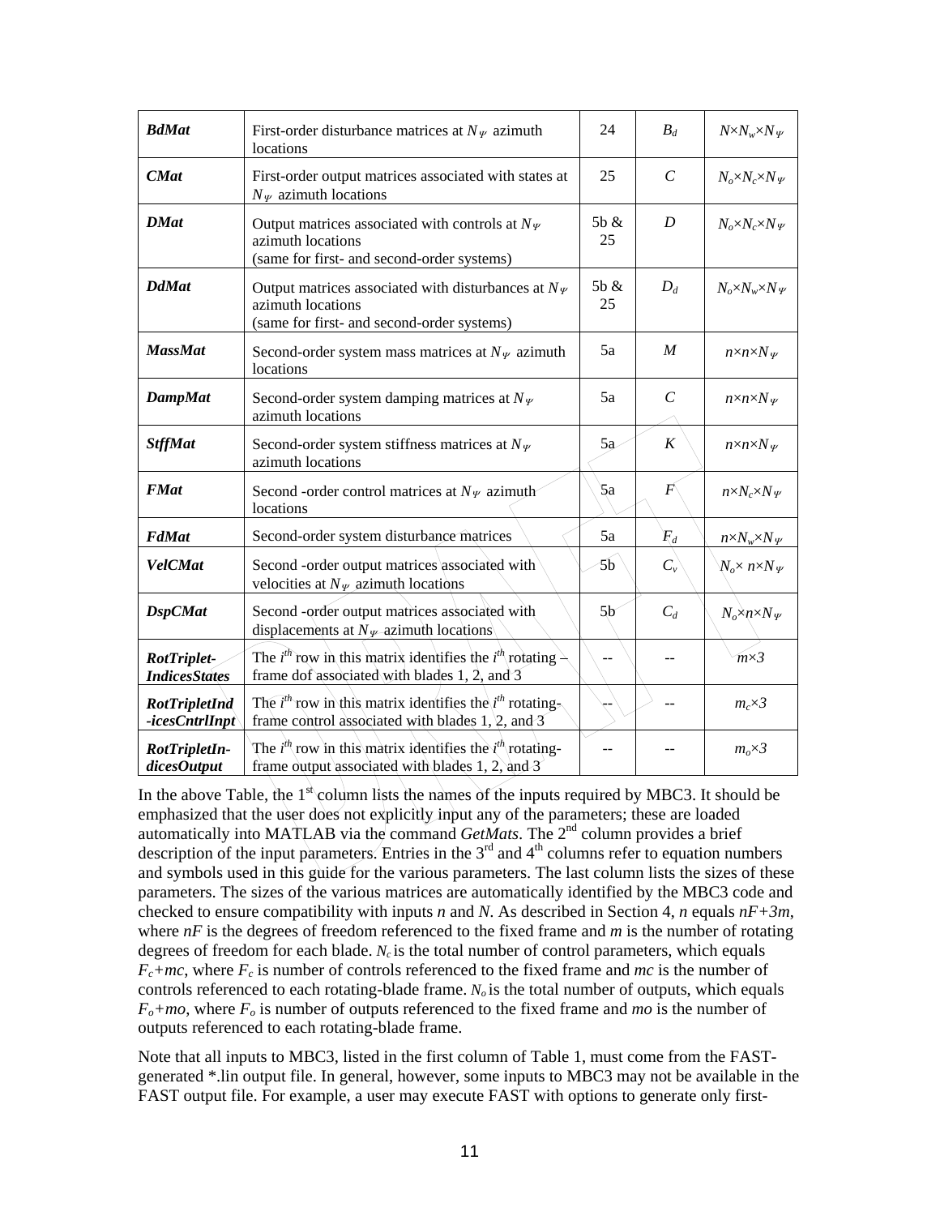| **BdMat** | First-order disturbance matrices at $N_\Psi$ azimuth locations | 24 | $B_d$ | $N{\times}N_w{\times}N_\Psi$ |
|---|---|---|---|---|
| **CMat** | First-order output matrices associated with states at $N_\Psi$ azimuth locations | 25 | $C$ | $N_o{\times}N_c{\times}N_\Psi$ |
| **DMat** | Output matrices associated with controls at $N_\Psi$ azimuth locations (same for first- and second-order systems) | 5b & 25 | $D$ | $N_o{\times}N_c{\times}N_\Psi$ |
| **DdMat** | Output matrices associated with disturbances at $N_\Psi$ azimuth locations (same for first- and second-order systems) | 5b & 25 | $D_d$ | $N_o{\times}N_w{\times}N_\Psi$ |
| **MassMat** | Second-order system mass matrices at $N_\Psi$ azimuth locations | 5a | $M$ | $n{\times}n{\times}N_\Psi$ |
| **DampMat** | Second-order system damping matrices at $N_\Psi$ azimuth locations | 5a | $C$ | $n{\times}n{\times}N_\Psi$ |
| **StffMat** | Second-order system stiffness matrices at $N_\Psi$ azimuth locations | 5a | $K$ | $n{\times}n{\times}N_\Psi$ |
| **FMat** | Second -order control matrices at $N_\Psi$ azimuth locations | 5a | $F$ | $n{\times}N_c{\times}N_\Psi$ |
| **FdMat** | Second-order system disturbance matrices | 5a | $F_d$ | $n{\times}N_w{\times}N_\Psi$ |
| **VelCMat** | Second -order output matrices associated with velocities at $N_\Psi$ azimuth locations | 5b | $C_v$ | $N_o{\times}\ n{\times}N_\Psi$ |
| **DspCMat** | Second -order output matrices associated with displacements at $N_\Psi$ azimuth locations | 5b | $C_d$ | $N_o{\times}n{\times}N_\Psi$ |
| **RotTriplet-IndicesStates** | The $i^{th}$ row in this matrix identifies the $i^{th}$ rotating – frame dof associated with blades 1, 2, and 3 | -- | -- | $m{\times}3$ |
| **RotTripletInd-icesCntrlInpt** | The $i^{th}$ row in this matrix identifies the $i^{th}$ rotating-frame control associated with blades 1, 2, and 3 | -- | -- | $m_c{\times}3$ |
| **RotTripletIn-dicesOutput** | The $i^{th}$ row in this matrix identifies the $i^{th}$ rotating-frame output associated with blades 1, 2, and 3 | -- | -- | $m_o{\times}3$ |

In the above Table, the 1st column lists the names of the inputs required by MBC3. It should be emphasized that the user does not explicitly input any of the parameters; these are loaded automatically into MATLAB via the command *GetMats*. The 2nd column provides a brief description of the input parameters. Entries in the 3rd and 4th columns refer to equation numbers and symbols used in this guide for the various parameters. The last column lists the sizes of these parameters. The sizes of the various matrices are automatically identified by the MBC3 code and checked to ensure compatibility with inputs $n$ and $N$. As described in Section 4, $n$ equals $nF+3m$, where $nF$ is the degrees of freedom referenced to the fixed frame and $m$ is the number of rotating degrees of freedom for each blade. $N_c$ is the total number of control parameters, which equals $F_c+mc$, where $F_c$ is number of controls referenced to the fixed frame and $mc$ is the number of controls referenced to each rotating-blade frame. $N_o$ is the total number of outputs, which equals $F_o+mo$, where $F_o$ is number of outputs referenced to the fixed frame and $mo$ is the number of outputs referenced to each rotating-blade frame.

Note that all inputs to MBC3, listed in the first column of Table 1, must come from the FAST-generated *.lin output file. In general, however, some inputs to MBC3 may not be available in the FAST output file. For example, a user may execute FAST with options to generate only first-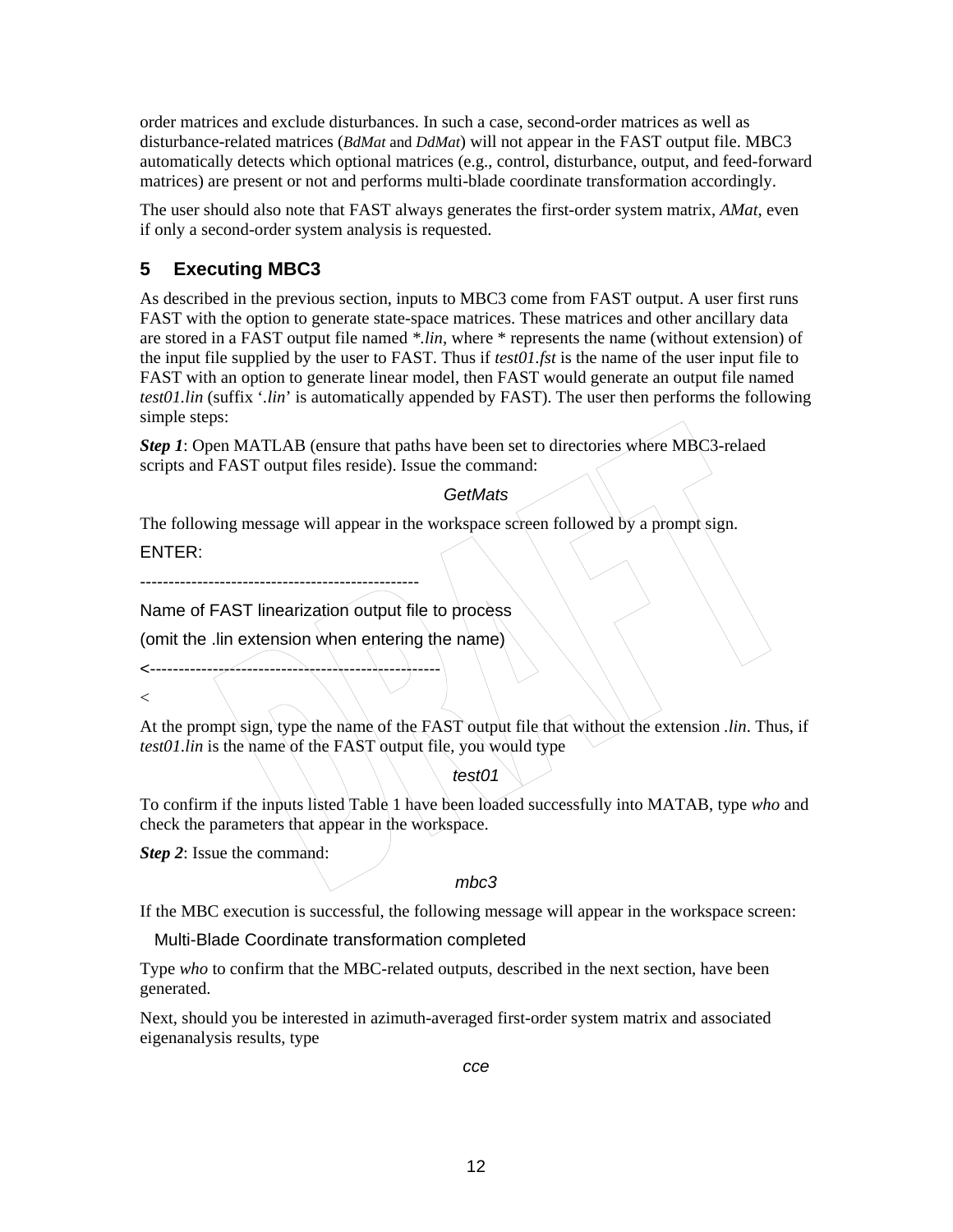order matrices and exclude disturbances. In such a case, second-order matrices as well as disturbance-related matrices (*BdMat* and *DdMat*) will not appear in the FAST output file. MBC3 automatically detects which optional matrices (e.g., control, disturbance, output, and feed-forward matrices) are present or not and performs multi-blade coordinate transformation accordingly.

The user should also note that FAST always generates the first-order system matrix, *AMat*, even if only a second-order system analysis is requested.

## 5 Executing MBC3

As described in the previous section, inputs to MBC3 come from FAST output. A user first runs FAST with the option to generate state-space matrices. These matrices and other ancillary data are stored in a FAST output file named *\*.lin*, where * represents the name (without extension) of the input file supplied by the user to FAST. Thus if *test01.fst* is the name of the user input file to FAST with an option to generate linear model, then FAST would generate an output file named *test01.lin* (suffix '*.lin*' is automatically appended by FAST). The user then performs the following simple steps:

***Step 1***: Open MATLAB (ensure that paths have been set to directories where MBC3-relaed scripts and FAST output files reside). Issue the command:

*GetMats*

The following message will appear in the workspace screen followed by a prompt sign.

```
ENTER:
------------------------------------------------
Name of FAST linearization output file to process
(omit the .lin extension when entering the name)
<--------------------------------------------------
<
```

At the prompt sign, type the name of the FAST output file that without the extension *.lin*. Thus, if *test01.lin* is the name of the FAST output file, you would type

*test01*

To confirm if the inputs listed Table 1 have been loaded successfully into MATAB, type *who* and check the parameters that appear in the workspace.

***Step 2***: Issue the command:

*mbc3*

If the MBC execution is successful, the following message will appear in the workspace screen:

```
Multi-Blade Coordinate transformation completed
```

Type *who* to confirm that the MBC-related outputs, described in the next section, have been generated.

Next, should you be interested in azimuth-averaged first-order system matrix and associated eigenanalysis results, type

*cce*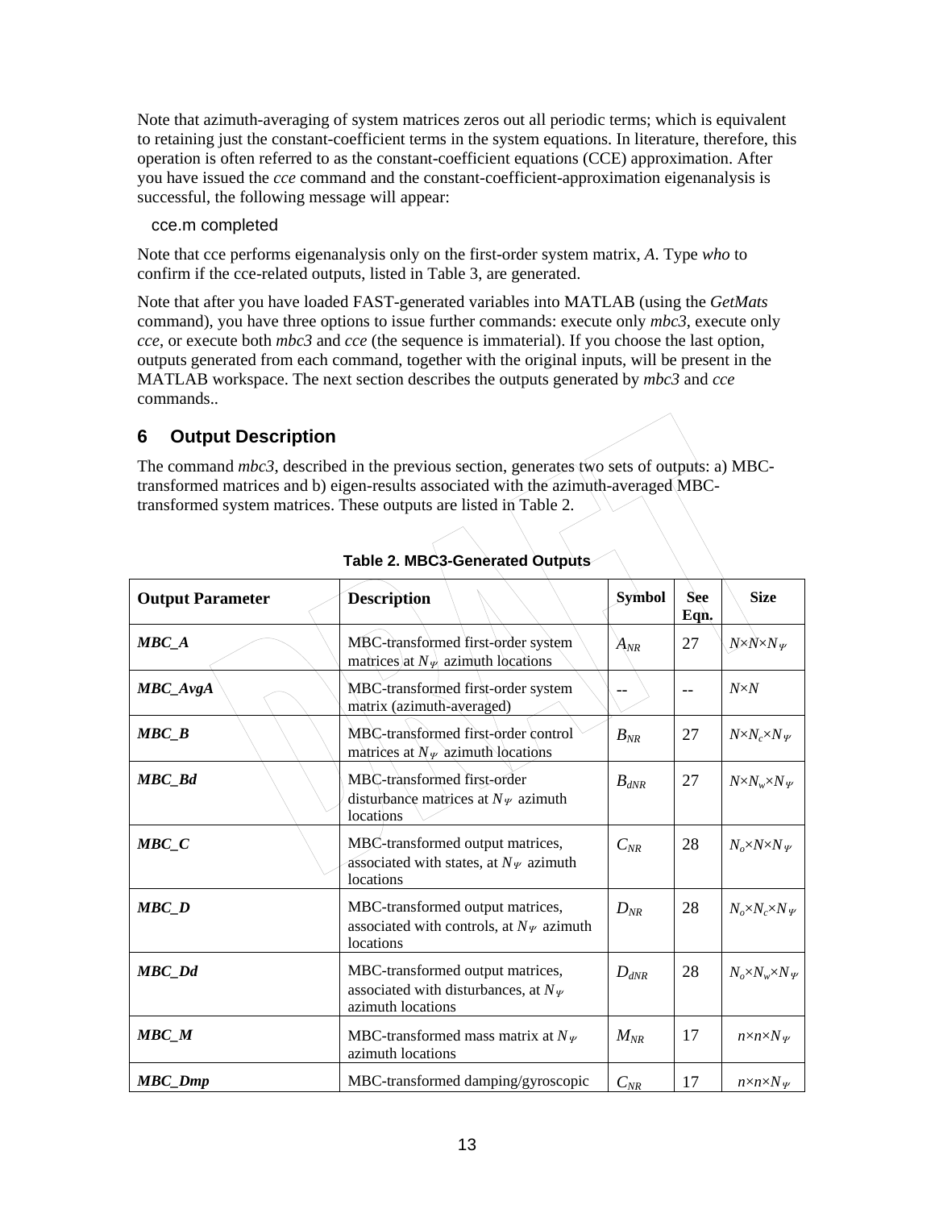Note that azimuth-averaging of system matrices zeros out all periodic terms; which is equivalent to retaining just the constant-coefficient terms in the system equations. In literature, therefore, this operation is often referred to as the constant-coefficient equations (CCE) approximation. After you have issued the *cce* command and the constant-coefficient-approximation eigenanalysis is successful, the following message will appear:

cce.m completed

Note that cce performs eigenanalysis only on the first-order system matrix, *A*. Type *who* to confirm if the cce-related outputs, listed in Table 3, are generated.

Note that after you have loaded FAST-generated variables into MATLAB (using the *GetMats* command), you have three options to issue further commands: execute only *mbc3*, execute only *cce*, or execute both *mbc3* and *cce* (the sequence is immaterial). If you choose the last option, outputs generated from each command, together with the original inputs, will be present in the MATLAB workspace. The next section describes the outputs generated by *mbc3* and *cce* commands..

## 6 Output Description

The command *mbc3*, described in the previous section, generates two sets of outputs: a) MBC-transformed matrices and b) eigen-results associated with the azimuth-averaged MBC-transformed system matrices. These outputs are listed in Table 2.

**Table 2. MBC3-Generated Outputs**

| Output Parameter | Description | Symbol | See Eqn. | Size |
|---|---|---|---|---|
| ***MBC_A*** | MBC-transformed first-order system matrices at $N_\Psi$ azimuth locations | $A_{NR}$ | 27 | $N{\times}N{\times}N_\Psi$ |
| ***MBC_AvgA*** | MBC-transformed first-order system matrix (azimuth-averaged) | -- | -- | $N{\times}N$ |
| ***MBC_B*** | MBC-transformed first-order control matrices at $N_\Psi$ azimuth locations | $B_{NR}$ | 27 | $N{\times}N_c{\times}N_\Psi$ |
| ***MBC_Bd*** | MBC-transformed first-order disturbance matrices at $N_\Psi$ azimuth locations | $B_{dNR}$ | 27 | $N{\times}N_w{\times}N_\Psi$ |
| ***MBC_C*** | MBC-transformed output matrices, associated with states, at $N_\Psi$ azimuth locations | $C_{NR}$ | 28 | $N_o{\times}N{\times}N_\Psi$ |
| ***MBC_D*** | MBC-transformed output matrices, associated with controls, at $N_\Psi$ azimuth locations | $D_{NR}$ | 28 | $N_o{\times}N_c{\times}N_\Psi$ |
| ***MBC_Dd*** | MBC-transformed output matrices, associated with disturbances, at $N_\Psi$ azimuth locations | $D_{dNR}$ | 28 | $N_o{\times}N_w{\times}N_\Psi$ |
| ***MBC_M*** | MBC-transformed mass matrix at $N_\Psi$ azimuth locations | $M_{NR}$ | 17 | $n{\times}n{\times}N_\Psi$ |
| ***MBC_Dmp*** | MBC-transformed damping/gyroscopic | $C_{NR}$ | 17 | $n{\times}n{\times}N_\Psi$ |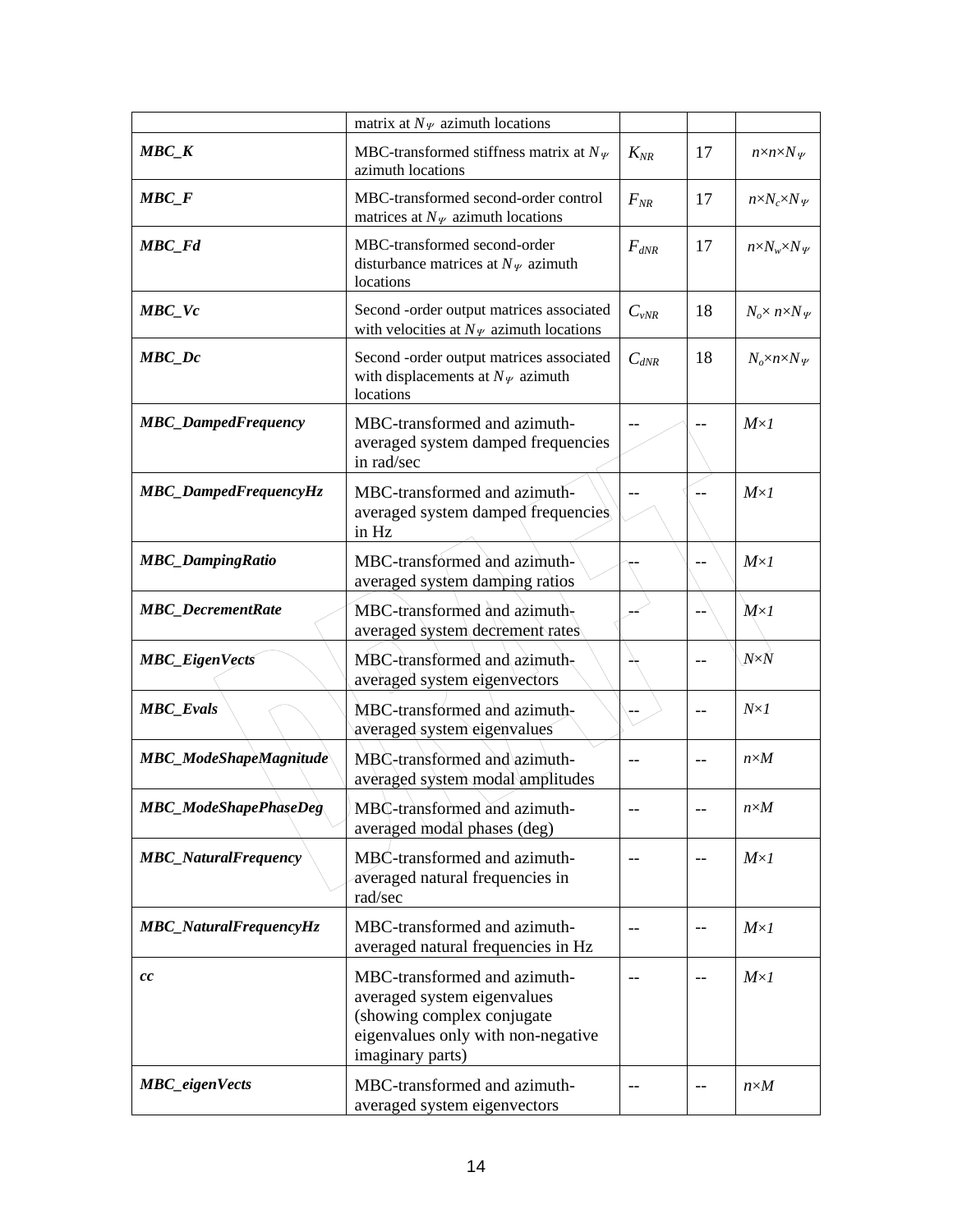| | matrix at $N_\Psi$ azimuth locations | | | |
|---|---|---|---|---|
| ***MBC_K*** | MBC-transformed stiffness matrix at $N_\Psi$ azimuth locations | $K_{NR}$ | 17 | $n{\times}n{\times}N_\Psi$ |
| ***MBC_F*** | MBC-transformed second-order control matrices at $N_\Psi$ azimuth locations | $F_{NR}$ | 17 | $n{\times}N_c{\times}N_\Psi$ |
| ***MBC_Fd*** | MBC-transformed second-order disturbance matrices at $N_\Psi$ azimuth locations | $F_{dNR}$ | 17 | $n{\times}N_w{\times}N_\Psi$ |
| ***MBC_Vc*** | Second -order output matrices associated with velocities at $N_\Psi$ azimuth locations | $C_{vNR}$ | 18 | $N_o{\times}\ n{\times}N_\Psi$ |
| ***MBC_Dc*** | Second -order output matrices associated with displacements at $N_\Psi$ azimuth locations | $C_{dNR}$ | 18 | $N_o{\times}n{\times}N_\Psi$ |
| ***MBC_DampedFrequency*** | MBC-transformed and azimuth-averaged system damped frequencies in rad/sec | -- | -- | $M{\times}1$ |
| ***MBC_DampedFrequencyHz*** | MBC-transformed and azimuth-averaged system damped frequencies in Hz | -- | -- | $M{\times}1$ |
| ***MBC_DampingRatio*** | MBC-transformed and azimuth-averaged system damping ratios | -- | -- | $M{\times}1$ |
| ***MBC_DecrementRate*** | MBC-transformed and azimuth-averaged system decrement rates | -- | -- | $M{\times}1$ |
| ***MBC_EigenVects*** | MBC-transformed and azimuth-averaged system eigenvectors | -- | -- | $N{\times}N$ |
| ***MBC_Evals*** | MBC-transformed and azimuth-averaged system eigenvalues | -- | -- | $N{\times}1$ |
| ***MBC_ModeShapeMagnitude*** | MBC-transformed and azimuth-averaged system modal amplitudes | -- | -- | $n{\times}M$ |
| ***MBC_ModeShapePhaseDeg*** | MBC-transformed and azimuth-averaged modal phases (deg) | -- | -- | $n{\times}M$ |
| ***MBC_NaturalFrequency*** | MBC-transformed and azimuth-averaged natural frequencies in rad/sec | -- | -- | $M{\times}1$ |
| ***MBC_NaturalFrequencyHz*** | MBC-transformed and azimuth-averaged natural frequencies in Hz | -- | -- | $M{\times}1$ |
| ***cc*** | MBC-transformed and azimuth-averaged system eigenvalues (showing complex conjugate eigenvalues only with non-negative imaginary parts) | -- | -- | $M{\times}1$ |
| ***MBC_eigenVects*** | MBC-transformed and azimuth-averaged system eigenvectors | -- | -- | $n{\times}M$ |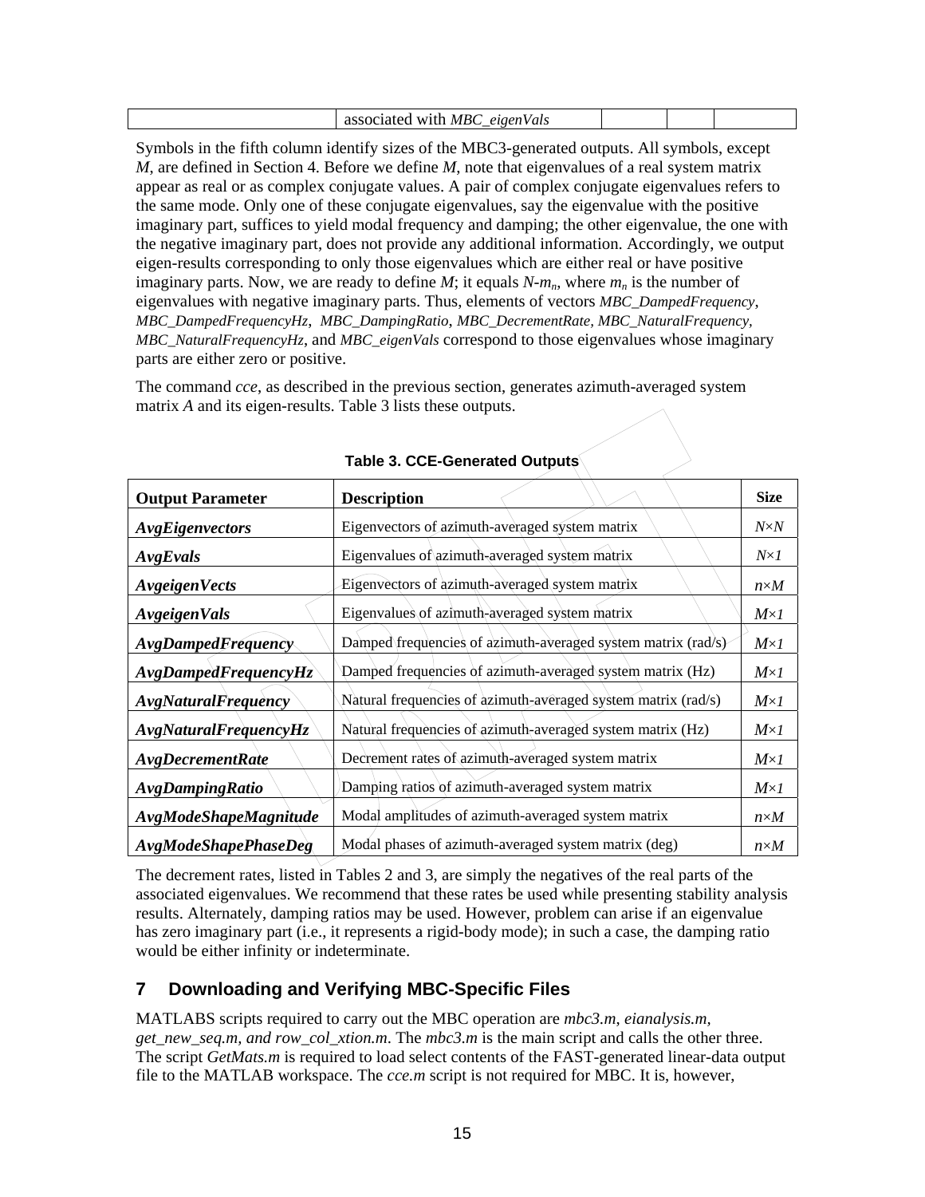| | associated with *MBC_eigenVals* | | | |
|---|---|---|---|---|

Symbols in the fifth column identify sizes of the MBC3-generated outputs. All symbols, except *M*, are defined in Section 4. Before we define *M*, note that eigenvalues of a real system matrix appear as real or as complex conjugate values. A pair of complex conjugate eigenvalues refers to the same mode. Only one of these conjugate eigenvalues, say the eigenvalue with the positive imaginary part, suffices to yield modal frequency and damping; the other eigenvalue, the one with the negative imaginary part, does not provide any additional information. Accordingly, we output eigen-results corresponding to only those eigenvalues which are either real or have positive imaginary parts. Now, we are ready to define *M*; it equals $N\text{-}m_n$, where $m_n$ is the number of eigenvalues with negative imaginary parts. Thus, elements of vectors *MBC_DampedFrequency*, *MBC_DampedFrequencyHz*, *MBC_DampingRatio*, *MBC_DecrementRate, MBC_NaturalFrequency, MBC_NaturalFrequencyHz*, and *MBC_eigenVals* correspond to those eigenvalues whose imaginary parts are either zero or positive.

The command *cce*, as described in the previous section, generates azimuth-averaged system matrix *A* and its eigen-results. Table 3 lists these outputs.

**Table 3. CCE-Generated Outputs**

| **Output Parameter** | **Description** | **Size** |
|---|---|---|
| ***AvgEigenvectors*** | Eigenvectors of azimuth-averaged system matrix | $N{\times}N$ |
| ***AvgEvals*** | Eigenvalues of azimuth-averaged system matrix | $N{\times}1$ |
| ***AvgeigenVects*** | Eigenvectors of azimuth-averaged system matrix | $n{\times}M$ |
| ***AvgeigenVals*** | Eigenvalues of azimuth-averaged system matrix | $M{\times}1$ |
| ***AvgDampedFrequency*** | Damped frequencies of azimuth-averaged system matrix (rad/s) | $M{\times}1$ |
| ***AvgDampedFrequencyHz*** | Damped frequencies of azimuth-averaged system matrix (Hz) | $M{\times}1$ |
| ***AvgNaturalFrequency*** | Natural frequencies of azimuth-averaged system matrix (rad/s) | $M{\times}1$ |
| ***AvgNaturalFrequencyHz*** | Natural frequencies of azimuth-averaged system matrix (Hz) | $M{\times}1$ |
| ***AvgDecrementRate*** | Decrement rates of azimuth-averaged system matrix | $M{\times}1$ |
| ***AvgDampingRatio*** | Damping ratios of azimuth-averaged system matrix | $M{\times}1$ |
| ***AvgModeShapeMagnitude*** | Modal amplitudes of azimuth-averaged system matrix | $n{\times}M$ |
| ***AvgModeShapePhaseDeg*** | Modal phases of azimuth-averaged system matrix (deg) | $n{\times}M$ |

The decrement rates, listed in Tables 2 and 3, are simply the negatives of the real parts of the associated eigenvalues. We recommend that these rates be used while presenting stability analysis results. Alternately, damping ratios may be used. However, problem can arise if an eigenvalue has zero imaginary part (i.e., it represents a rigid-body mode); in such a case, the damping ratio would be either infinity or indeterminate.

## 7 Downloading and Verifying MBC-Specific Files

MATLABS scripts required to carry out the MBC operation are *mbc3.m*, *eianalysis.m, get_new_seq.m, and row_col_xtion.m*. The *mbc3.m* is the main script and calls the other three. The script *GetMats.m* is required to load select contents of the FAST-generated linear-data output file to the MATLAB workspace. The *cce.m* script is not required for MBC. It is, however,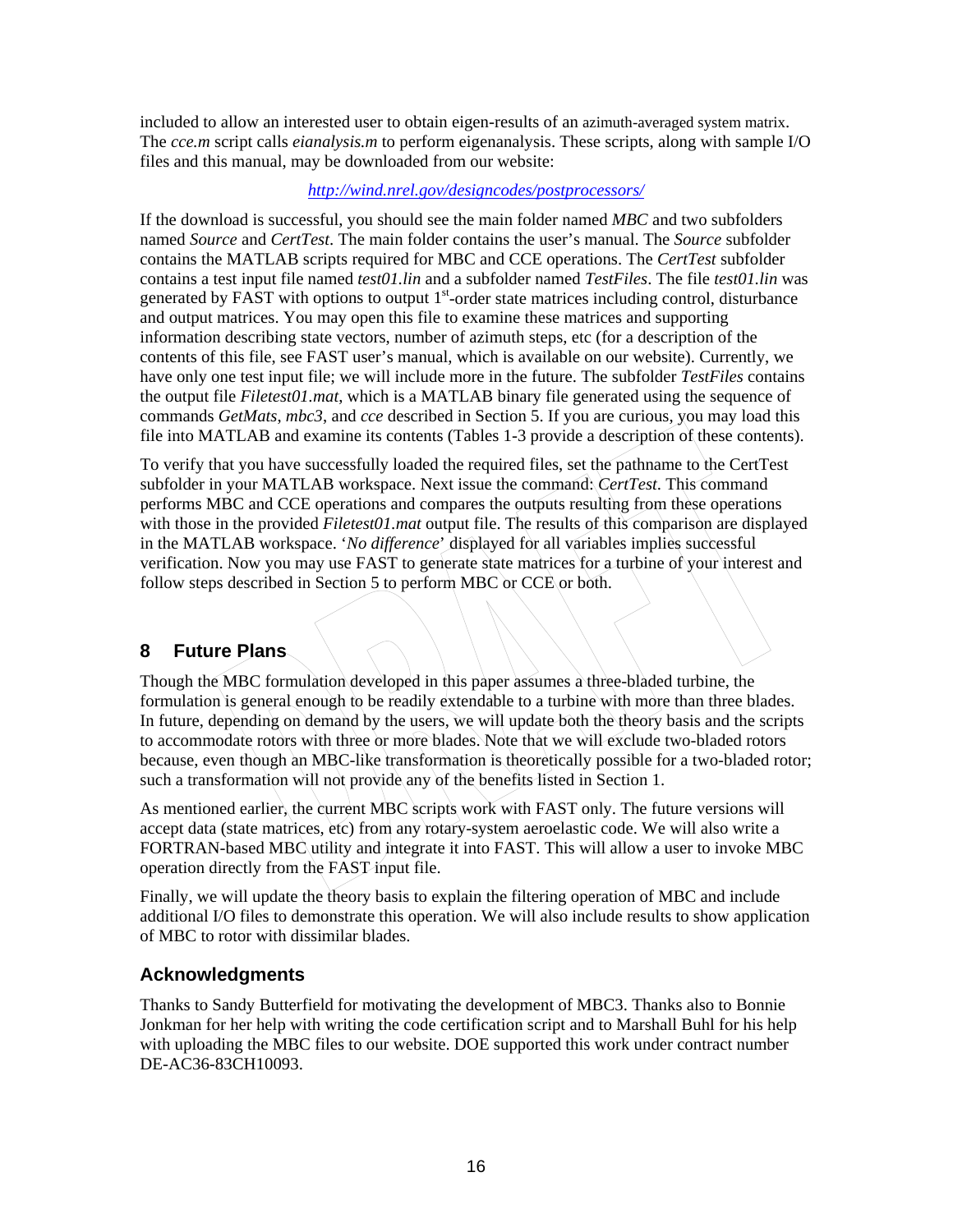included to allow an interested user to obtain eigen-results of an azimuth-averaged system matrix. The *cce.m* script calls *eianalysis.m* to perform eigenanalysis. These scripts, along with sample I/O files and this manual, may be downloaded from our website:

*http://wind.nrel.gov/designcodes/postprocessors/*

If the download is successful, you should see the main folder named *MBC* and two subfolders named *Source* and *CertTest*. The main folder contains the user's manual. The *Source* subfolder contains the MATLAB scripts required for MBC and CCE operations. The *CertTest* subfolder contains a test input file named *test01.lin* and a subfolder named *TestFiles*. The file *test01.lin* was generated by FAST with options to output 1st-order state matrices including control, disturbance and output matrices. You may open this file to examine these matrices and supporting information describing state vectors, number of azimuth steps, etc (for a description of the contents of this file, see FAST user's manual, which is available on our website). Currently, we have only one test input file; we will include more in the future. The subfolder *TestFiles* contains the output file *Filetest01.mat*, which is a MATLAB binary file generated using the sequence of commands *GetMats*, *mbc3*, and *cce* described in Section 5. If you are curious, you may load this file into MATLAB and examine its contents (Tables 1-3 provide a description of these contents).

To verify that you have successfully loaded the required files, set the pathname to the CertTest subfolder in your MATLAB workspace. Next issue the command: *CertTest*. This command performs MBC and CCE operations and compares the outputs resulting from these operations with those in the provided *Filetest01.mat* output file. The results of this comparison are displayed in the MATLAB workspace. '*No difference*' displayed for all variables implies successful verification. Now you may use FAST to generate state matrices for a turbine of your interest and follow steps described in Section 5 to perform MBC or CCE or both.

## 8 Future Plans

Though the MBC formulation developed in this paper assumes a three-bladed turbine, the formulation is general enough to be readily extendable to a turbine with more than three blades. In future, depending on demand by the users, we will update both the theory basis and the scripts to accommodate rotors with three or more blades. Note that we will exclude two-bladed rotors because, even though an MBC-like transformation is theoretically possible for a two-bladed rotor; such a transformation will not provide any of the benefits listed in Section 1.

As mentioned earlier, the current MBC scripts work with FAST only. The future versions will accept data (state matrices, etc) from any rotary-system aeroelastic code. We will also write a FORTRAN-based MBC utility and integrate it into FAST. This will allow a user to invoke MBC operation directly from the FAST input file.

Finally, we will update the theory basis to explain the filtering operation of MBC and include additional I/O files to demonstrate this operation. We will also include results to show application of MBC to rotor with dissimilar blades.

## Acknowledgments

Thanks to Sandy Butterfield for motivating the development of MBC3. Thanks also to Bonnie Jonkman for her help with writing the code certification script and to Marshall Buhl for his help with uploading the MBC files to our website. DOE supported this work under contract number DE-AC36-83CH10093.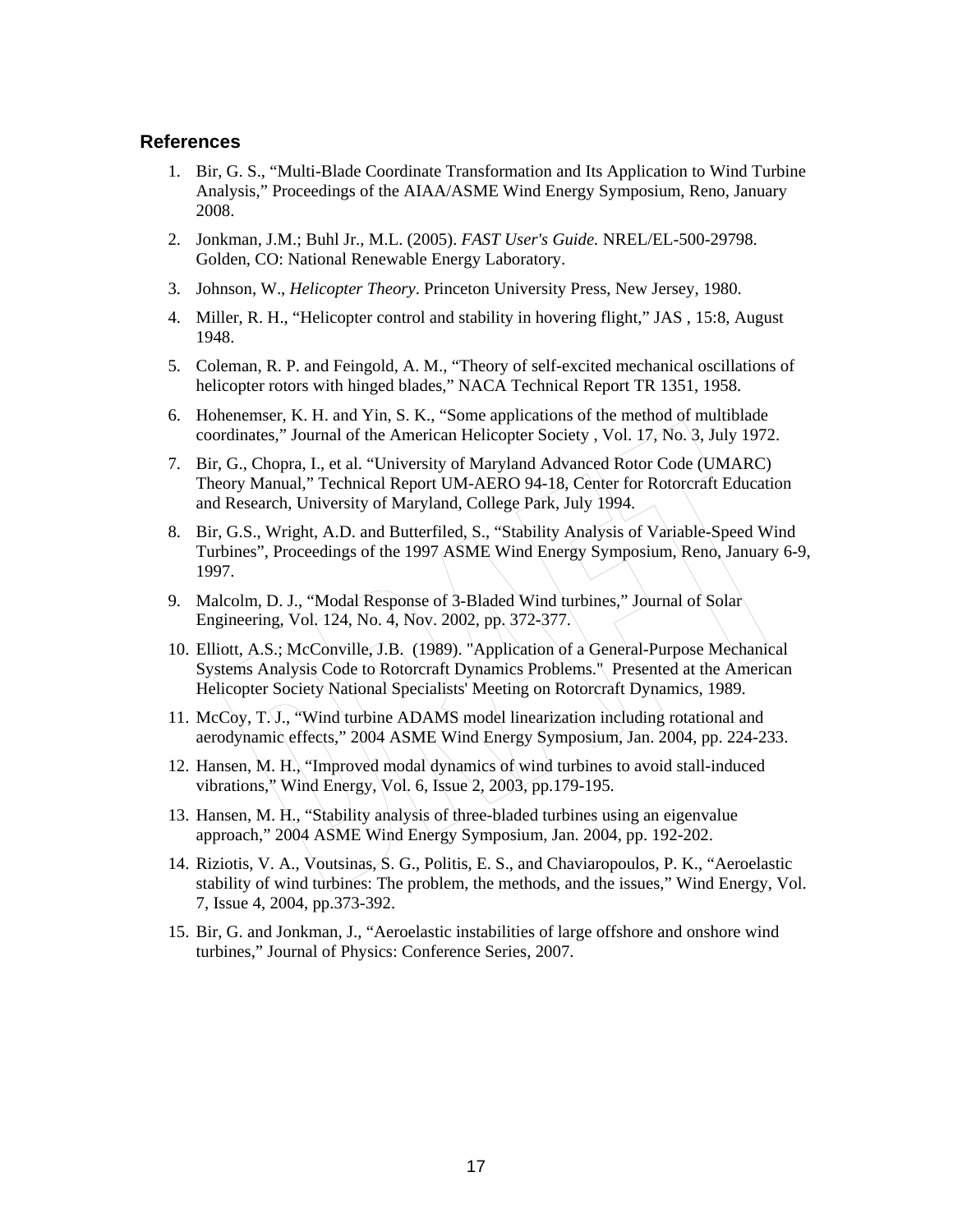## References

1. Bir, G. S., “Multi-Blade Coordinate Transformation and Its Application to Wind Turbine Analysis,” Proceedings of the AIAA/ASME Wind Energy Symposium, Reno, January 2008.
2. Jonkman, J.M.; Buhl Jr., M.L. (2005). *FAST User's Guide.* NREL/EL-500-29798. Golden, CO: National Renewable Energy Laboratory.
3. Johnson, W., *Helicopter Theory*. Princeton University Press, New Jersey, 1980.
4. Miller, R. H., “Helicopter control and stability in hovering flight,” JAS , 15:8, August 1948.
5. Coleman, R. P. and Feingold, A. M., “Theory of self-excited mechanical oscillations of helicopter rotors with hinged blades,” NACA Technical Report TR 1351, 1958.
6. Hohenemser, K. H. and Yin, S. K., “Some applications of the method of multiblade coordinates,” Journal of the American Helicopter Society , Vol. 17, No. 3, July 1972.
7. Bir, G., Chopra, I., et al. “University of Maryland Advanced Rotor Code (UMARC) Theory Manual,” Technical Report UM-AERO 94-18, Center for Rotorcraft Education and Research, University of Maryland, College Park, July 1994.
8. Bir, G.S., Wright, A.D. and Butterfiled, S., “Stability Analysis of Variable-Speed Wind Turbines”, Proceedings of the 1997 ASME Wind Energy Symposium, Reno, January 6-9, 1997.
9. Malcolm, D. J., “Modal Response of 3-Bladed Wind turbines,” Journal of Solar Engineering, Vol. 124, No. 4, Nov. 2002, pp. 372-377.
10. Elliott, A.S.; McConville, J.B. (1989). "Application of a General-Purpose Mechanical Systems Analysis Code to Rotorcraft Dynamics Problems." Presented at the American Helicopter Society National Specialists' Meeting on Rotorcraft Dynamics, 1989.
11. McCoy, T. J., “Wind turbine ADAMS model linearization including rotational and aerodynamic effects,” 2004 ASME Wind Energy Symposium, Jan. 2004, pp. 224-233.
12. Hansen, M. H., “Improved modal dynamics of wind turbines to avoid stall-induced vibrations,” Wind Energy, Vol. 6, Issue 2, 2003, pp.179-195.
13. Hansen, M. H., “Stability analysis of three-bladed turbines using an eigenvalue approach,” 2004 ASME Wind Energy Symposium, Jan. 2004, pp. 192-202.
14. Riziotis, V. A., Voutsinas, S. G., Politis, E. S., and Chaviaropoulos, P. K., “Aeroelastic stability of wind turbines: The problem, the methods, and the issues,” Wind Energy, Vol. 7, Issue 4, 2004, pp.373-392.
15. Bir, G. and Jonkman, J., “Aeroelastic instabilities of large offshore and onshore wind turbines,” Journal of Physics: Conference Series, 2007.